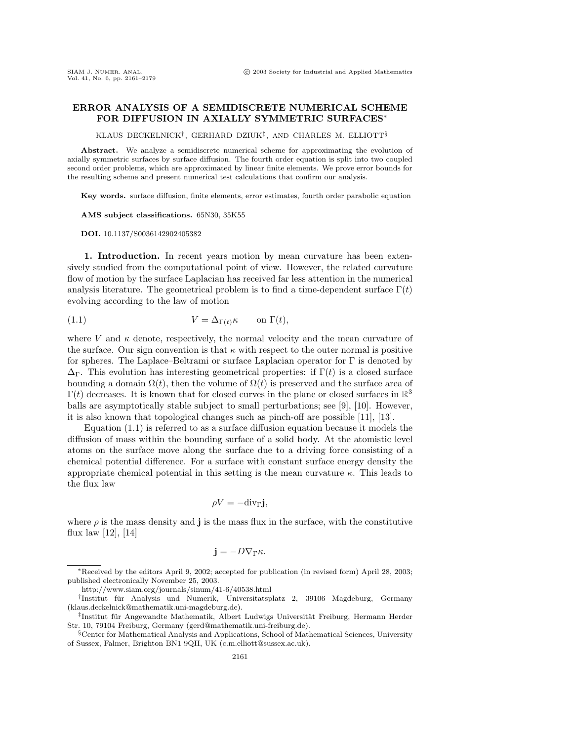# ERROR ANALYSIS OF A SEMIDISCRETE NUMERICAL SCHEME FOR DIFFUSION IN AXIALLY SYMMETRIC SURFACES*

KLAUS DECKELNICK†, GERHARD DZIUK‡, AND CHARLES M. ELLIOTT§

**Abstract.** We analyze a semidiscrete numerical scheme for approximating the evolution of axially symmetric surfaces by surface diffusion. The fourth order equation is split into two coupled second order problems, which are approximated by linear finite elements. We prove error bounds for the resulting scheme and present numerical test calculations that confirm our analysis.

**Key words.** surface diffusion, finite elements, error estimates, fourth order parabolic equation

**AMS subject classifications.** 65N30, 35K55

**DOI.** 10.1137/S0036142902405382

## 1. Introduction.

In recent years motion by mean curvature has been extensively studied from the computational point of view. However, the related curvature flow of motion by the surface Laplacian has received far less attention in the numerical analysis literature. The geometrical problem is to find a time-dependent surface $\Gamma(t)$ evolving according to the law of motion

$$V = \Delta_{\Gamma(t)}\kappa \qquad \text{on } \Gamma(t), \tag{1.1}$$

where $V$ and $\kappa$ denote, respectively, the normal velocity and the mean curvature of the surface. Our sign convention is that $\kappa$ with respect to the outer normal is positive for spheres. The Laplace–Beltrami or surface Laplacian operator for $\Gamma$ is denoted by $\Delta_\Gamma$. This evolution has interesting geometrical properties: if $\Gamma(t)$ is a closed surface bounding a domain $\Omega(t)$, then the volume of $\Omega(t)$ is preserved and the surface area of $\Gamma(t)$ decreases. It is known that for closed curves in the plane or closed surfaces in $\mathbb{R}^3$ balls are asymptotically stable subject to small perturbations; see [9], [10]. However, it is also known that topological changes such as pinch-off are possible [11], [13].

Equation (1.1) is referred to as a surface diffusion equation because it models the diffusion of mass within the bounding surface of a solid body. At the atomistic level atoms on the surface move along the surface due to a driving force consisting of a chemical potential difference. For a surface with constant surface energy density the appropriate chemical potential in this setting is the mean curvature $\kappa$. This leads to the flux law

$$\rho V = -\text{div}_\Gamma \mathbf{j},$$

where $\rho$ is the mass density and $\mathbf{j}$ is the mass flux in the surface, with the constitutive flux law [12], [14]

$$\mathbf{j} = -D\nabla_\Gamma \kappa.$$

---

*Received by the editors April 9, 2002; accepted for publication (in revised form) April 28, 2003; published electronically November 25, 2003.

http://www.siam.org/journals/sinum/41-6/40538.html

†Institut für Analysis und Numerik, Universitatsplatz 2, 39106 Magdeburg, Germany (klaus.deckelnick@mathematik.uni-magdeburg.de).

‡Institut für Angewandte Mathematik, Albert Ludwigs Universität Freiburg, Hermann Herder Str. 10, 79104 Freiburg, Germany (gerd@mathematik.uni-freiburg.de).

§Center for Mathematical Analysis and Applications, School of Mathematical Sciences, University of Sussex, Falmer, Brighton BN1 9QH, UK (c.m.elliott@sussex.ac.uk).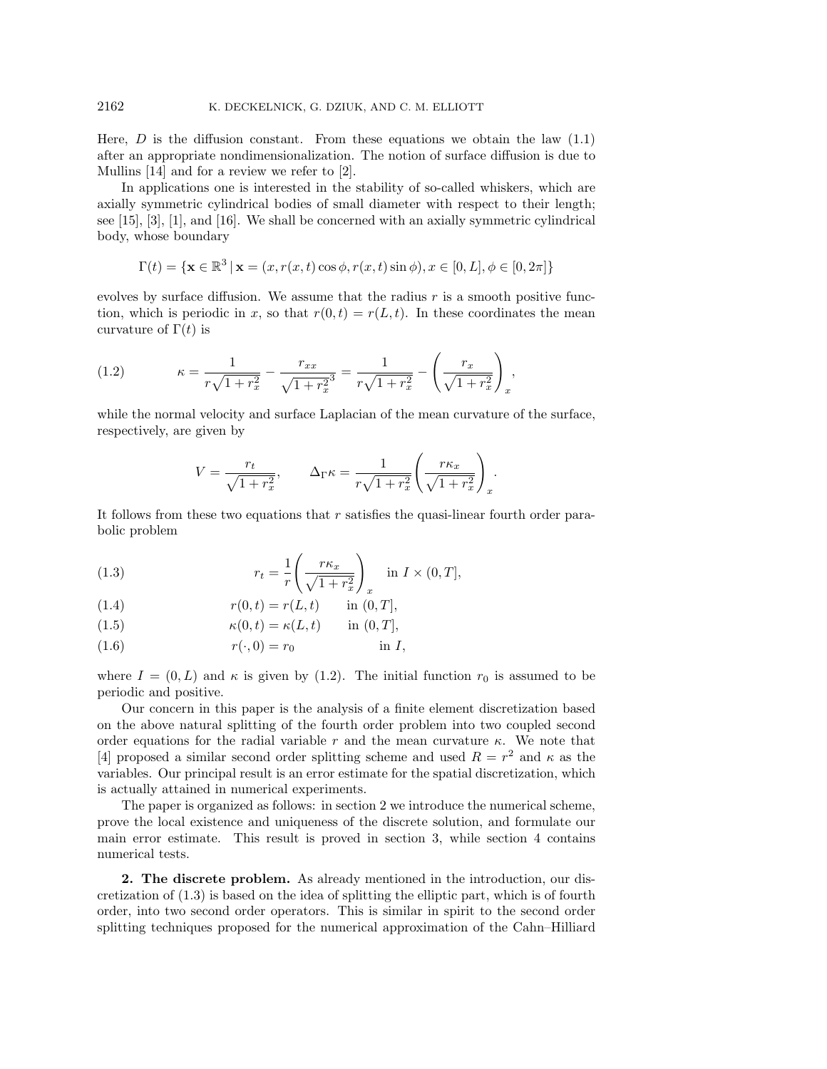Here, $D$ is the diffusion constant. From these equations we obtain the law (1.1) after an appropriate nondimensionalization. The notion of surface diffusion is due to Mullins [14] and for a review we refer to [2].

In applications one is interested in the stability of so-called whiskers, which are axially symmetric cylindrical bodies of small diameter with respect to their length; see [15], [3], [1], and [16]. We shall be concerned with an axially symmetric cylindrical body, whose boundary

$$\Gamma(t) = \{\mathbf{x} \in \mathbb{R}^3 \,|\, \mathbf{x} = (x, r(x,t)\cos\phi, r(x,t)\sin\phi), x \in [0,L], \phi \in [0, 2\pi]\}$$

evolves by surface diffusion. We assume that the radius $r$ is a smooth positive function, which is periodic in $x$, so that $r(0,t) = r(L,t)$. In these coordinates the mean curvature of $\Gamma(t)$ is

$$\kappa = \frac{1}{r\sqrt{1+r_x^2}} - \frac{r_{xx}}{\sqrt{1+r_x^2}^3} = \frac{1}{r\sqrt{1+r_x^2}} - \left(\frac{r_x}{\sqrt{1+r_x^2}}\right)_x, \tag{1.2}$$

while the normal velocity and surface Laplacian of the mean curvature of the surface, respectively, are given by

$$V = \frac{r_t}{\sqrt{1+r_x^2}}, \qquad \Delta_\Gamma \kappa = \frac{1}{r\sqrt{1+r_x^2}}\left(\frac{r\kappa_x}{\sqrt{1+r_x^2}}\right)_x.$$

It follows from these two equations that $r$ satisfies the quasi-linear fourth order parabolic problem

$$r_t = \frac{1}{r}\left(\frac{r\kappa_x}{\sqrt{1+r_x^2}}\right)_x \quad \text{in } I \times (0,T], \tag{1.3}$$

$$r(0,t) = r(L,t) \quad \text{in } (0,T], \tag{1.4}$$

$$\kappa(0,t) = \kappa(L,t) \quad \text{in } (0,T], \tag{1.5}$$

$$r(\cdot,0) = r_0 \quad \text{in } I, \tag{1.6}$$

where $I = (0,L)$ and $\kappa$ is given by (1.2). The initial function $r_0$ is assumed to be periodic and positive.

Our concern in this paper is the analysis of a finite element discretization based on the above natural splitting of the fourth order problem into two coupled second order equations for the radial variable $r$ and the mean curvature $\kappa$. We note that [4] proposed a similar second order splitting scheme and used $R = r^2$ and $\kappa$ as the variables. Our principal result is an error estimate for the spatial discretization, which is actually attained in numerical experiments.

The paper is organized as follows: in section 2 we introduce the numerical scheme, prove the local existence and uniqueness of the discrete solution, and formulate our main error estimate. This result is proved in section 3, while section 4 contains numerical tests.

## 2. The discrete problem.

As already mentioned in the introduction, our discretization of (1.3) is based on the idea of splitting the elliptic part, which is of fourth order, into two second order operators. This is similar in spirit to the second order splitting techniques proposed for the numerical approximation of the Cahn–Hilliard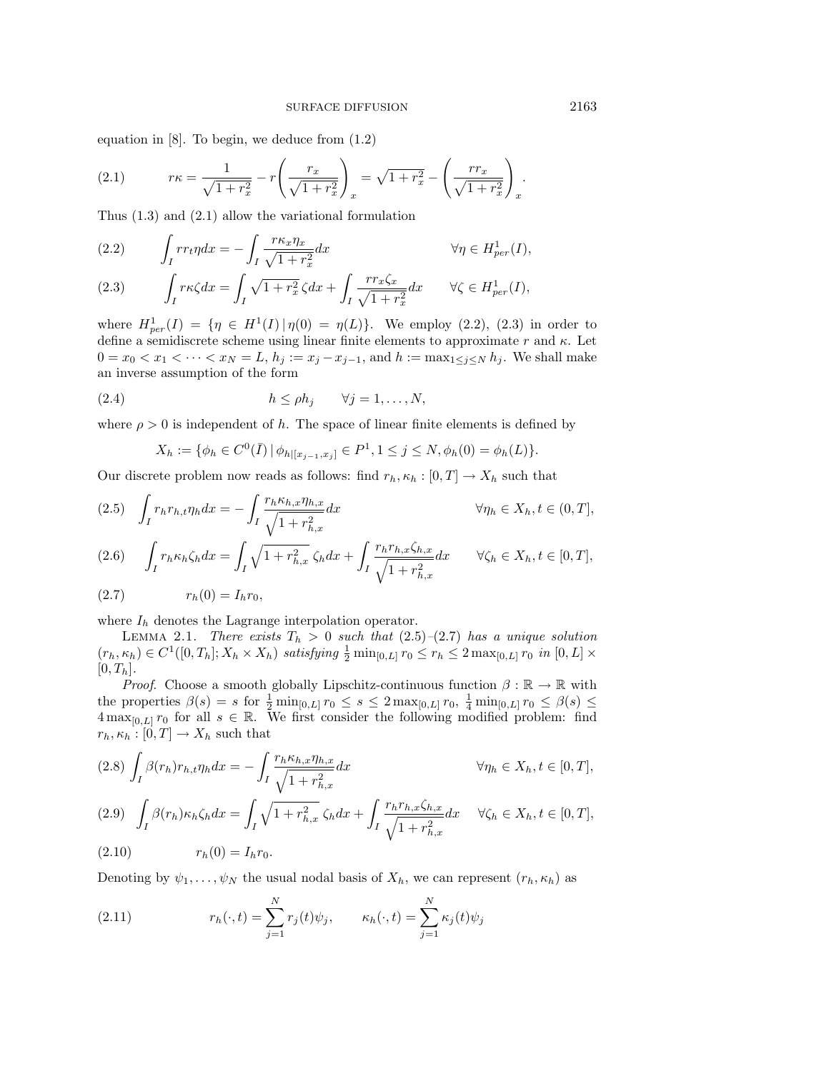equation in [8]. To begin, we deduce from (1.2)

$$r\kappa = \frac{1}{\sqrt{1+r_x^2}} - r\left(\frac{r_x}{\sqrt{1+r_x^2}}\right)_x = \sqrt{1+r_x^2} - \left(\frac{r r_x}{\sqrt{1+r_x^2}}\right)_x. \tag{2.1}$$

Thus (1.3) and (2.1) allow the variational formulation

$$\int_I r r_t \eta \, dx = -\int_I \frac{r\kappa_x \eta_x}{\sqrt{1+r_x^2}} dx \qquad \forall \eta \in H^1_{per}(I), \tag{2.2}$$

$$\int_I r\kappa\zeta \, dx = \int_I \sqrt{1+r_x^2}\,\zeta \, dx + \int_I \frac{r r_x \zeta_x}{\sqrt{1+r_x^2}} dx \qquad \forall \zeta \in H^1_{per}(I), \tag{2.3}$$

where $H^1_{per}(I) = \{\eta \in H^1(I) \,|\, \eta(0) = \eta(L)\}$. We employ (2.2), (2.3) in order to define a semidiscrete scheme using linear finite elements to approximate $r$ and $\kappa$. Let $0 = x_0 < x_1 < \cdots < x_N = L$, $h_j := x_j - x_{j-1}$, and $h := \max_{1\le j\le N} h_j$. We shall make an inverse assumption of the form

$$h \le \rho h_j \qquad \forall j = 1, \ldots, N, \tag{2.4}$$

where $\rho > 0$ is independent of $h$. The space of linear finite elements is defined by

$$X_h := \{\phi_h \in C^0(\bar{I}) \,|\, \phi_{h|[x_{j-1},x_j]} \in P^1, 1 \le j \le N, \phi_h(0) = \phi_h(L)\}.$$

Our discrete problem now reads as follows: find $r_h, \kappa_h : [0,T] \to X_h$ such that

$$\int_I r_h r_{h,t} \eta_h \, dx = -\int_I \frac{r_h \kappa_{h,x} \eta_{h,x}}{\sqrt{1+r_{h,x}^2}} dx \qquad \forall \eta_h \in X_h, t \in (0,T], \tag{2.5}$$

$$\int_I r_h \kappa_h \zeta_h \, dx = \int_I \sqrt{1+r_{h,x}^2}\,\zeta_h \, dx + \int_I \frac{r_h r_{h,x} \zeta_{h,x}}{\sqrt{1+r_{h,x}^2}} dx \qquad \forall \zeta_h \in X_h, t \in [0,T], \tag{2.6}$$

$$r_h(0) = I_h r_0, \tag{2.7}$$

where $I_h$ denotes the Lagrange interpolation operator.

Lemma 2.1. *There exists $T_h > 0$ such that (2.5)–(2.7) has a unique solution $(r_h, \kappa_h) \in C^1([0,T_h]; X_h \times X_h)$ satisfying $\frac{1}{2}\min_{[0,L]} r_0 \le r_h \le 2\max_{[0,L]} r_0$ in $[0,L] \times [0,T_h]$.*

*Proof.* Choose a smooth globally Lipschitz-continuous function $\beta : \mathbb{R} \to \mathbb{R}$ with the properties $\beta(s) = s$ for $\frac{1}{2}\min_{[0,L]} r_0 \le s \le 2\max_{[0,L]} r_0$, $\frac{1}{4}\min_{[0,L]} r_0 \le \beta(s) \le 4\max_{[0,L]} r_0$ for all $s \in \mathbb{R}$. We first consider the following modified problem: find $r_h, \kappa_h : [0,T] \to X_h$ such that

$$\int_I \beta(r_h) r_{h,t} \eta_h \, dx = -\int_I \frac{r_h \kappa_{h,x} \eta_{h,x}}{\sqrt{1+r_{h,x}^2}} dx \qquad \forall \eta_h \in X_h, t \in [0,T], \tag{2.8}$$

$$\int_I \beta(r_h) \kappa_h \zeta_h \, dx = \int_I \sqrt{1+r_{h,x}^2}\,\zeta_h \, dx + \int_I \frac{r_h r_{h,x} \zeta_{h,x}}{\sqrt{1+r_{h,x}^2}} dx \qquad \forall \zeta_h \in X_h, t \in [0,T], \tag{2.9}$$

$$r_h(0) = I_h r_0. \tag{2.10}$$

Denoting by $\psi_1, \ldots, \psi_N$ the usual nodal basis of $X_h$, we can represent $(r_h, \kappa_h)$ as

$$r_h(\cdot,t) = \sum_{j=1}^N r_j(t)\psi_j, \qquad \kappa_h(\cdot,t) = \sum_{j=1}^N \kappa_j(t)\psi_j \tag{2.11}$$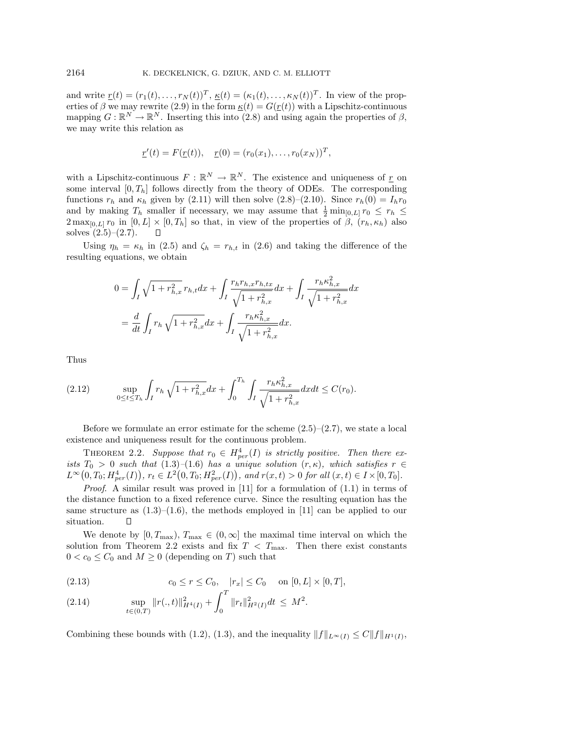and write $\underline{r}(t) = (r_1(t), \ldots, r_N(t))^T$, $\underline{\kappa}(t) = (\kappa_1(t), \ldots, \kappa_N(t))^T$. In view of the properties of $\beta$ we may rewrite (2.9) in the form $\underline{\kappa}(t) = G(\underline{r}(t))$ with a Lipschitz-continuous mapping $G : \mathbb{R}^N \to \mathbb{R}^N$. Inserting this into (2.8) and using again the properties of $\beta$, we may write this relation as

$$\underline{r}'(t) = F(\underline{r}(t)), \quad \underline{r}(0) = (r_0(x_1), \ldots, r_0(x_N))^T,$$

with a Lipschitz-continuous $F : \mathbb{R}^N \to \mathbb{R}^N$. The existence and uniqueness of $\underline{r}$ on some interval $[0, T_h]$ follows directly from the theory of ODEs. The corresponding functions $r_h$ and $\kappa_h$ given by (2.11) will then solve (2.8)–(2.10). Since $r_h(0) = I_h r_0$ and by making $T_h$ smaller if necessary, we may assume that $\frac{1}{2}\min_{[0,L]} r_0 \leq r_h \leq 2\max_{[0,L]} r_0$ in $[0, L] \times [0, T_h]$ so that, in view of the properties of $\beta$, $(r_h, \kappa_h)$ also solves (2.5)–(2.7). $\square$

Using $\eta_h = \kappa_h$ in (2.5) and $\zeta_h = r_{h,t}$ in (2.6) and taking the difference of the resulting equations, we obtain

$$\begin{aligned} 0 &= \int_I \sqrt{1 + r_{h,x}^2}\, r_{h,t} dx + \int_I \frac{r_h r_{h,x} r_{h,tx}}{\sqrt{1 + r_{h,x}^2}} dx + \int_I \frac{r_h \kappa_{h,x}^2}{\sqrt{1 + r_{h,x}^2}} dx \\ &= \frac{d}{dt} \int_I r_h \sqrt{1 + r_{h,x}^2} dx + \int_I \frac{r_h \kappa_{h,x}^2}{\sqrt{1 + r_{h,x}^2}} dx. \end{aligned}$$

Thus

$$\sup_{0 \leq t \leq T_h} \int_I r_h \sqrt{1 + r_{h,x}^2} dx + \int_0^{T_h} \int_I \frac{r_h \kappa_{h,x}^2}{\sqrt{1 + r_{h,x}^2}} dx dt \leq C(r_0). \tag{2.12}$$

Before we formulate an error estimate for the scheme (2.5)–(2.7), we state a local existence and uniqueness result for the continuous problem.

THEOREM 2.2. *Suppose that $r_0 \in H^4_{per}(I)$ is strictly positive. Then there exists $T_0 > 0$ such that (1.3)–(1.6) has a unique solution $(r, \kappa)$, which satisfies $r \in L^\infty(0, T_0; H^4_{per}(I))$, $r_t \in L^2(0, T_0; H^2_{per}(I))$, and $r(x, t) > 0$ for all $(x, t) \in I \times [0, T_0]$.*

*Proof.* A similar result was proved in [11] for a formulation of (1.1) in terms of the distance function to a fixed reference curve. Since the resulting equation has the same structure as (1.3)–(1.6), the methods employed in [11] can be applied to our situation. $\square$

We denote by $[0, T_{\max})$, $T_{\max} \in (0, \infty]$ the maximal time interval on which the solution from Theorem 2.2 exists and fix $T < T_{\max}$. Then there exist constants $0 < c_0 \leq C_0$ and $M \geq 0$ (depending on $T$) such that

$$c_0 \leq r \leq C_0, \quad |r_x| \leq C_0 \quad \text{on } [0, L] \times [0, T], \tag{2.13}$$

$$\sup_{t \in (0,T)} \|r(.,t)\|^2_{H^4(I)} + \int_0^T \|r_t\|^2_{H^2(I)} dt \leq M^2. \tag{2.14}$$

Combining these bounds with (1.2), (1.3), and the inequality $\|f\|_{L^\infty(I)} \leq C\|f\|_{H^1(I)}$,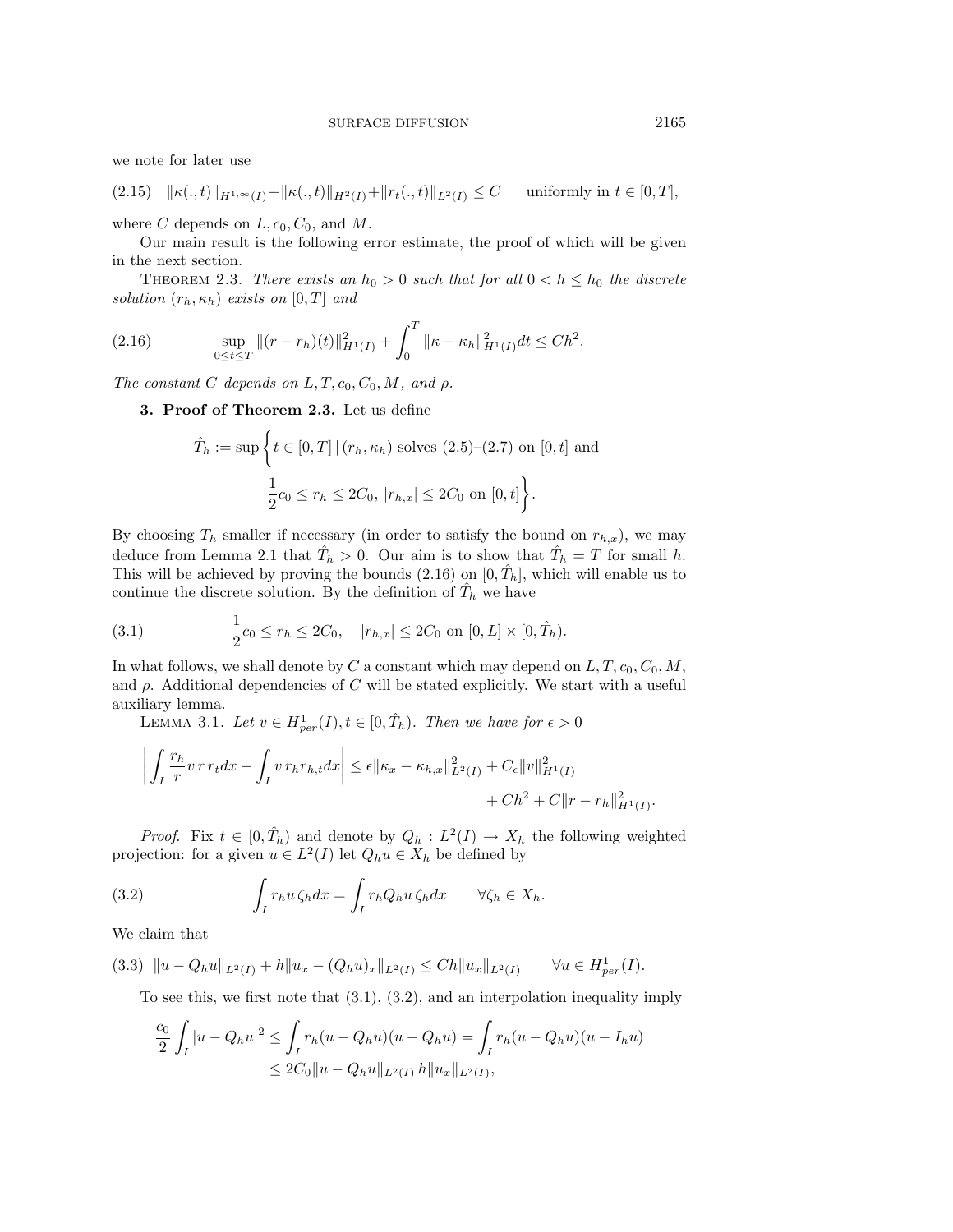we note for later use

$$\|\kappa(.,t)\|_{H^{1,\infty}(I)}+\|\kappa(.,t)\|_{H^2(I)}+\|r_t(.,t)\|_{L^2(I)} \le C \qquad \text{uniformly in } t\in[0,T], \tag{2.15}$$

where $C$ depends on $L, c_0, C_0$, and $M$.

Our main result is the following error estimate, the proof of which will be given in the next section.

THEOREM 2.3. *There exists an $h_0>0$ such that for all $0<h\le h_0$ the discrete solution $(r_h,\kappa_h)$ exists on $[0,T]$ and*

$$\sup_{0\le t\le T}\|(r-r_h)(t)\|^2_{H^1(I)} + \int_0^T \|\kappa-\kappa_h\|^2_{H^1(I)}dt \le Ch^2. \tag{2.16}$$

*The constant $C$ depends on $L, T, c_0, C_0, M$, and $\rho$.*

## 3. Proof of Theorem 2.3.

Let us define

$$\hat{T}_h := \sup\Big\{ t\in[0,T]\,|\,(r_h,\kappa_h) \text{ solves (2.5)–(2.7) on } [0,t] \text{ and } \frac{1}{2}c_0 \le r_h \le 2C_0,\ |r_{h,x}|\le 2C_0 \text{ on } [0,t]\Big\}.$$

By choosing $T_h$ smaller if necessary (in order to satisfy the bound on $r_{h,x}$), we may deduce from Lemma 2.1 that $\hat{T}_h>0$. Our aim is to show that $\hat{T}_h = T$ for small $h$. This will be achieved by proving the bounds (2.16) on $[0,\hat{T}_h]$, which will enable us to continue the discrete solution. By the definition of $\hat{T}_h$ we have

$$\frac{1}{2}c_0 \le r_h \le 2C_0, \quad |r_{h,x}|\le 2C_0 \text{ on } [0,L]\times[0,\hat{T}_h). \tag{3.1}$$

In what follows, we shall denote by $C$ a constant which may depend on $L, T, c_0, C_0, M$, and $\rho$. Additional dependencies of $C$ will be stated explicitly. We start with a useful auxiliary lemma.

LEMMA 3.1. *Let $v\in H^1_{per}(I), t\in[0,\hat{T}_h)$. Then we have for $\epsilon>0$*

$$\left|\int_I \frac{r_h}{r} v\, r\, r_t dx - \int_I v\, r_h r_{h,t} dx\right| \le \epsilon\|\kappa_x-\kappa_{h,x}\|^2_{L^2(I)} + C_\epsilon\|v\|^2_{H^1(I)} + Ch^2 + C\|r-r_h\|^2_{H^1(I)}.$$

*Proof.* Fix $t\in[0,\hat{T}_h)$ and denote by $Q_h: L^2(I)\to X_h$ the following weighted projection: for a given $u\in L^2(I)$ let $Q_h u\in X_h$ be defined by

$$\int_I r_h u\,\zeta_h dx = \int_I r_h Q_h u\,\zeta_h dx \qquad \forall \zeta_h\in X_h. \tag{3.2}$$

We claim that

$$\|u-Q_hu\|_{L^2(I)} + h\|u_x-(Q_hu)_x\|_{L^2(I)} \le Ch\|u_x\|_{L^2(I)} \qquad \forall u\in H^1_{per}(I). \tag{3.3}$$

To see this, we first note that (3.1), (3.2), and an interpolation inequality imply

$$\begin{aligned}\frac{c_0}{2}\int_I |u-Q_hu|^2 &\le \int_I r_h(u-Q_hu)(u-Q_hu) = \int_I r_h(u-Q_hu)(u-I_hu)\\ &\le 2C_0\|u-Q_hu\|_{L^2(I)}\,h\|u_x\|_{L^2(I)},\end{aligned}$$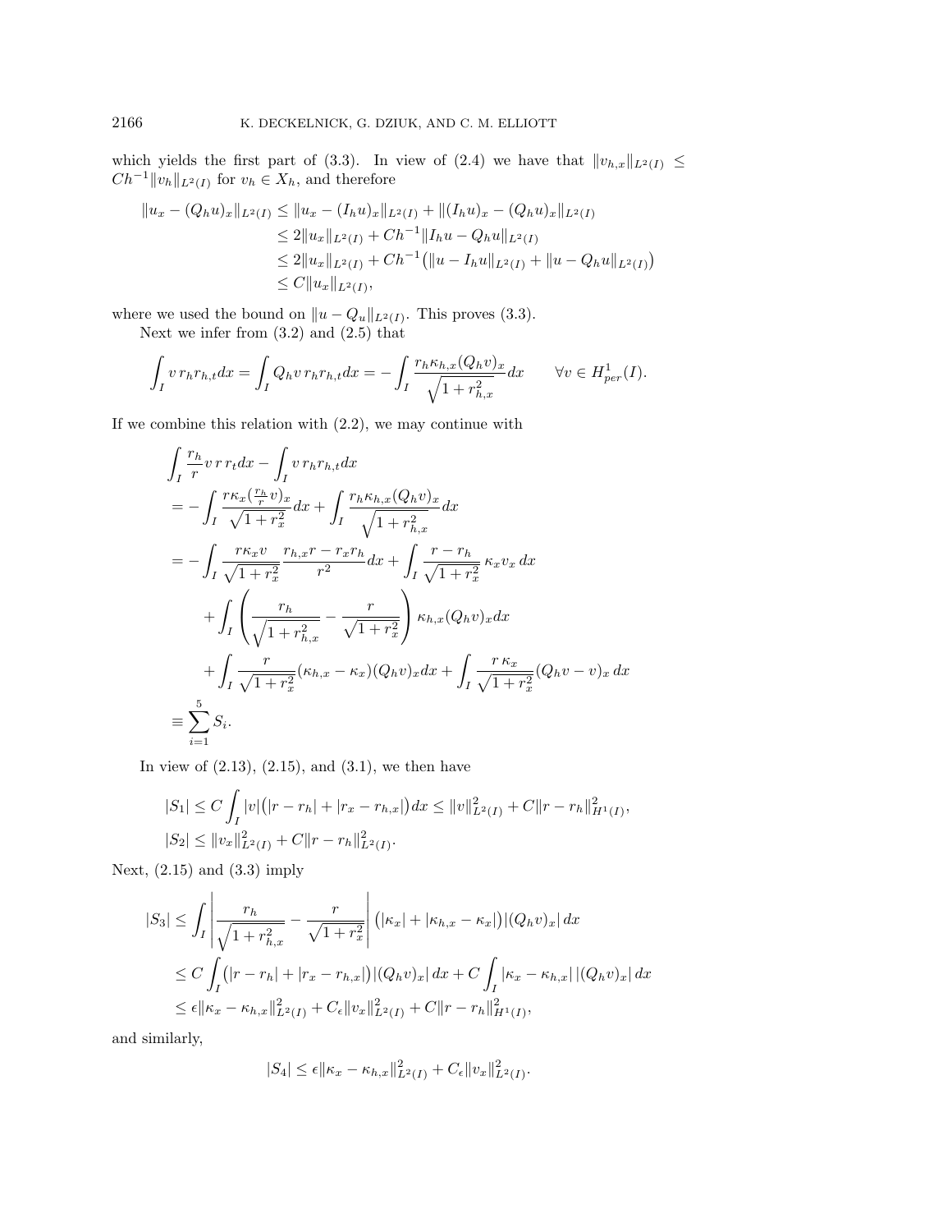which yields the first part of (3.3). In view of (2.4) we have that $\|v_{h,x}\|_{L^2(I)} \leq Ch^{-1}\|v_h\|_{L^2(I)}$ for $v_h \in X_h$, and therefore

$$
\begin{aligned}
\|u_x - (Q_h u)_x\|_{L^2(I)} &\leq \|u_x - (I_h u)_x\|_{L^2(I)} + \|(I_h u)_x - (Q_h u)_x\|_{L^2(I)} \\
&\leq 2\|u_x\|_{L^2(I)} + Ch^{-1}\|I_h u - Q_h u\|_{L^2(I)} \\
&\leq 2\|u_x\|_{L^2(I)} + Ch^{-1}\big(\|u - I_h u\|_{L^2(I)} + \|u - Q_h u\|_{L^2(I)}\big) \\
&\leq C\|u_x\|_{L^2(I)},
\end{aligned}
$$

where we used the bound on $\|u - Q_u\|_{L^2(I)}$. This proves (3.3).

Next we infer from (3.2) and (2.5) that

$$
\int_I v\, r_h r_{h,t} dx = \int_I Q_h v\, r_h r_{h,t} dx = -\int_I \frac{r_h \kappa_{h,x}(Q_h v)_x}{\sqrt{1+r_{h,x}^2}} dx \qquad \forall v \in H^1_{per}(I).
$$

If we combine this relation with (2.2), we may continue with

$$
\begin{aligned}
&\int_I \frac{r_h}{r} v\, r\, r_t dx - \int_I v\, r_h r_{h,t} dx \\
&= -\int_I \frac{r\kappa_x(\frac{r_h}{r}v)_x}{\sqrt{1+r_x^2}} dx + \int_I \frac{r_h \kappa_{h,x}(Q_h v)_x}{\sqrt{1+r_{h,x}^2}} dx \\
&= -\int_I \frac{r\kappa_x v}{\sqrt{1+r_x^2}} \frac{r_{h,x} r - r_x r_h}{r^2} dx + \int_I \frac{r - r_h}{\sqrt{1+r_x^2}}\, \kappa_x v_x\, dx \\
&\quad + \int_I \left( \frac{r_h}{\sqrt{1+r_{h,x}^2}} - \frac{r}{\sqrt{1+r_x^2}} \right) \kappa_{h,x}(Q_h v)_x dx \\
&\quad + \int_I \frac{r}{\sqrt{1+r_x^2}}(\kappa_{h,x} - \kappa_x)(Q_h v)_x dx + \int_I \frac{r\,\kappa_x}{\sqrt{1+r_x^2}}(Q_h v - v)_x\, dx \\
&\equiv \sum_{i=1}^{5} S_i.
\end{aligned}
$$

In view of (2.13), (2.15), and (3.1), we then have

$$
\begin{aligned}
|S_1| &\leq C\int_I |v|\big(|r - r_h| + |r_x - r_{h,x}|\big) dx \leq \|v\|^2_{L^2(I)} + C\|r - r_h\|^2_{H^1(I)}, \\
|S_2| &\leq \|v_x\|^2_{L^2(I)} + C\|r - r_h\|^2_{L^2(I)}.
\end{aligned}
$$

Next, (2.15) and (3.3) imply

$$
\begin{aligned}
|S_3| &\leq \int_I \left| \frac{r_h}{\sqrt{1+r_{h,x}^2}} - \frac{r}{\sqrt{1+r_x^2}} \right| \big(|\kappa_x| + |\kappa_{h,x} - \kappa_x|\big)|(Q_h v)_x|\, dx \\
&\leq C\int_I \big(|r - r_h| + |r_x - r_{h,x}|\big)|(Q_h v)_x|\, dx + C\int_I |\kappa_x - \kappa_{h,x}|\, |(Q_h v)_x|\, dx \\
&\leq \epsilon\|\kappa_x - \kappa_{h,x}\|^2_{L^2(I)} + C_\epsilon\|v_x\|^2_{L^2(I)} + C\|r - r_h\|^2_{H^1(I)},
\end{aligned}
$$

and similarly,

$$
|S_4| \leq \epsilon\|\kappa_x - \kappa_{h,x}\|^2_{L^2(I)} + C_\epsilon\|v_x\|^2_{L^2(I)}.
$$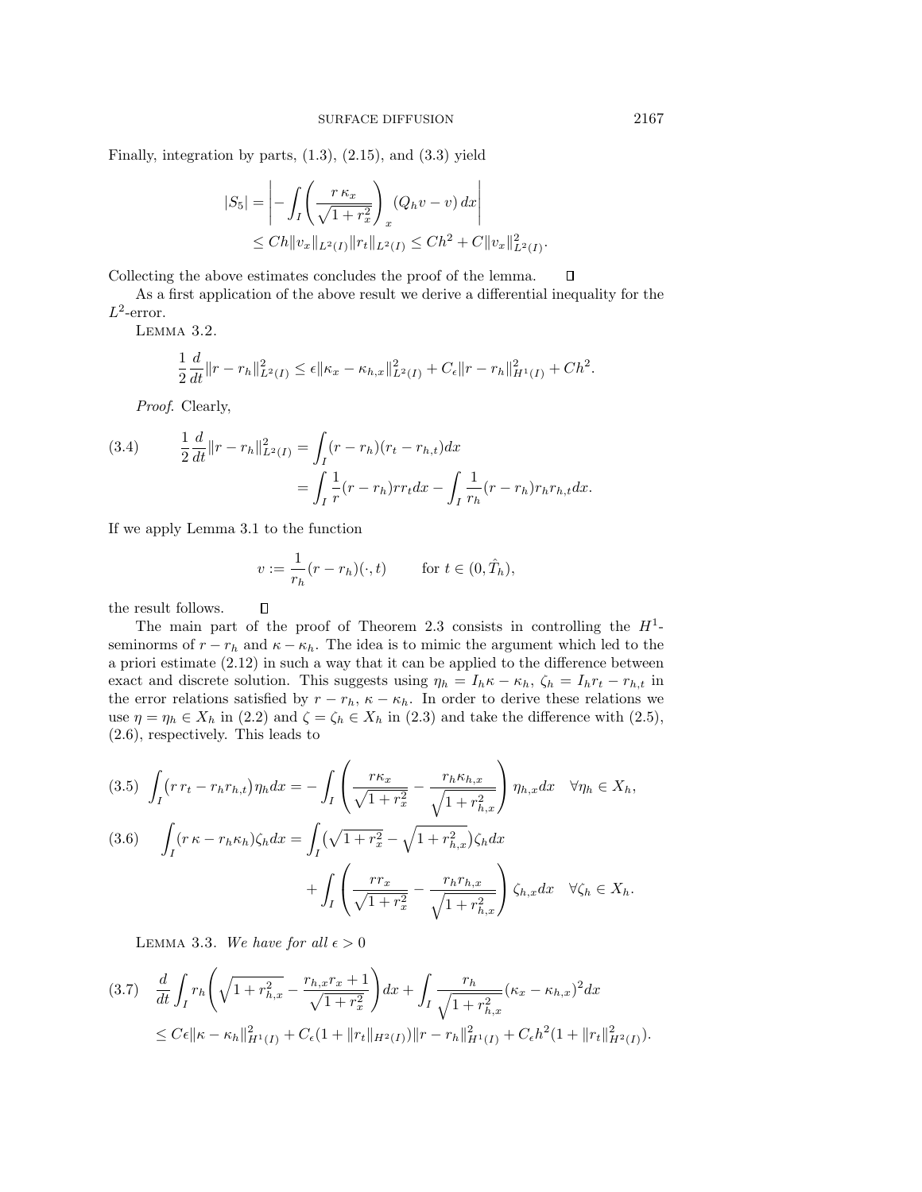Finally, integration by parts, (1.3), (2.15), and (3.3) yield

$$
\begin{aligned}
|S_5| &= \left| -\int_I \left( \frac{r\,\kappa_x}{\sqrt{1+r_x^2}} \right)_x (Q_h v - v)\,dx \right| \\
&\leq Ch\|v_x\|_{L^2(I)}\|r_t\|_{L^2(I)} \leq Ch^2 + C\|v_x\|^2_{L^2(I)}.
\end{aligned}
$$

Collecting the above estimates concludes the proof of the lemma. $\square$

As a first application of the above result we derive a differential inequality for the $L^2$-error.

LEMMA 3.2.

$$
\frac{1}{2}\frac{d}{dt}\|r - r_h\|^2_{L^2(I)} \leq \epsilon\|\kappa_x - \kappa_{h,x}\|^2_{L^2(I)} + C_\epsilon\|r - r_h\|^2_{H^1(I)} + Ch^2.
$$

*Proof.* Clearly,

$$
\begin{aligned}
\frac{1}{2}\frac{d}{dt}\|r - r_h\|^2_{L^2(I)} &= \int_I (r - r_h)(r_t - r_{h,t})dx \\
&= \int_I \frac{1}{r}(r - r_h) r r_t dx - \int_I \frac{1}{r_h}(r - r_h) r_h r_{h,t} dx. \qquad (3.4)
\end{aligned}
$$

If we apply Lemma 3.1 to the function

$$
v := \frac{1}{r_h}(r - r_h)(\cdot, t) \qquad \text{for } t \in (0, \hat{T}_h),
$$

the result follows. $\square$

The main part of the proof of Theorem 2.3 consists in controlling the $H^1$-seminorms of $r - r_h$ and $\kappa - \kappa_h$. The idea is to mimic the argument which led to the a priori estimate (2.12) in such a way that it can be applied to the difference between exact and discrete solution. This suggests using $\eta_h = I_h\kappa - \kappa_h$, $\zeta_h = I_h r_t - r_{h,t}$ in the error relations satisfied by $r - r_h$, $\kappa - \kappa_h$. In order to derive these relations we use $\eta = \eta_h \in X_h$ in (2.2) and $\zeta = \zeta_h \in X_h$ in (2.3) and take the difference with (2.5), (2.6), respectively. This leads to

$$
\int_I (r\,r_t - r_h r_{h,t})\eta_h dx = -\int_I \left( \frac{r\kappa_x}{\sqrt{1+r_x^2}} - \frac{r_h\kappa_{h,x}}{\sqrt{1+r_{h,x}^2}} \right) \eta_{h,x} dx \quad \forall \eta_h \in X_h, \qquad (3.5)
$$

$$
\begin{aligned}
\int_I (r\,\kappa - r_h\kappa_h)\zeta_h dx &= \int_I \big(\sqrt{1+r_x^2} - \sqrt{1+r_{h,x}^2}\big)\zeta_h dx \\
&\quad + \int_I \left( \frac{r r_x}{\sqrt{1+r_x^2}} - \frac{r_h r_{h,x}}{\sqrt{1+r_{h,x}^2}} \right) \zeta_{h,x} dx \quad \forall \zeta_h \in X_h. \qquad (3.6)
\end{aligned}
$$

LEMMA 3.3. *We have for all* $\epsilon > 0$

$$
\begin{aligned}
&\frac{d}{dt}\int_I r_h \left( \sqrt{1+r_{h,x}^2} - \frac{r_{h,x} r_x + 1}{\sqrt{1+r_x^2}} \right) dx + \int_I \frac{r_h}{\sqrt{1+r_{h,x}^2}}(\kappa_x - \kappa_{h,x})^2 dx \\
&\leq C\epsilon\|\kappa - \kappa_h\|^2_{H^1(I)} + C_\epsilon(1 + \|r_t\|_{H^2(I)})\|r - r_h\|^2_{H^1(I)} + C_\epsilon h^2(1 + \|r_t\|^2_{H^2(I)}). \qquad (3.7)
\end{aligned}
$$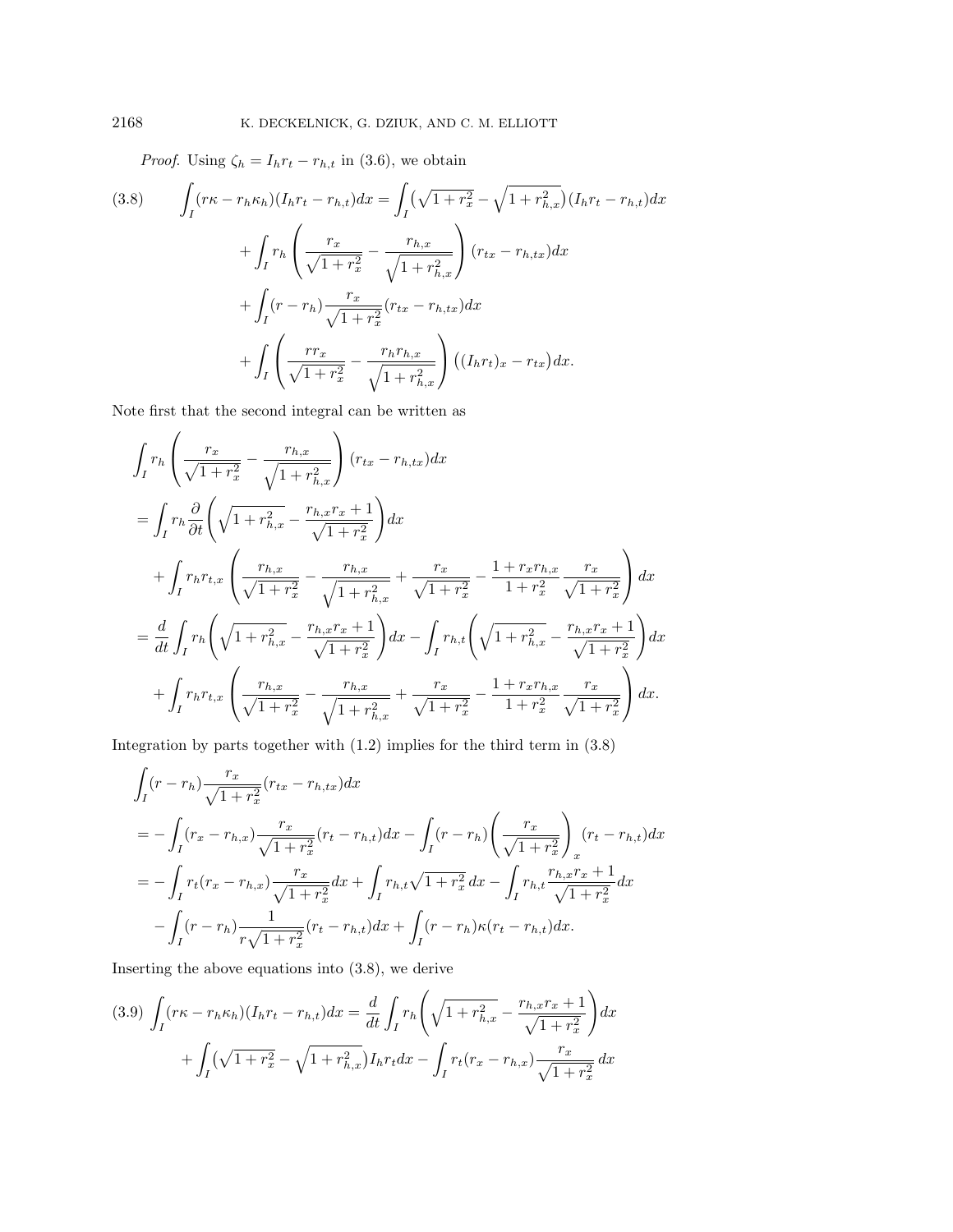*Proof.* Using $\zeta_h = I_h r_t - r_{h,t}$ in (3.6), we obtain

$$
\begin{aligned}
\int_I (r\kappa - r_h\kappa_h)(I_h r_t - r_{h,t})dx &= \int_I \big(\sqrt{1+r_x^2} - \sqrt{1+r_{h,x}^2}\big)(I_h r_t - r_{h,t})dx \\
&+ \int_I r_h \left( \frac{r_x}{\sqrt{1+r_x^2}} - \frac{r_{h,x}}{\sqrt{1+r_{h,x}^2}} \right)(r_{tx} - r_{h,tx})dx \\
&+ \int_I (r - r_h)\frac{r_x}{\sqrt{1+r_x^2}}(r_{tx} - r_{h,tx})dx \\
&+ \int_I \left( \frac{r r_x}{\sqrt{1+r_x^2}} - \frac{r_h r_{h,x}}{\sqrt{1+r_{h,x}^2}} \right)\big((I_h r_t)_x - r_{tx}\big)dx.
\end{aligned} \tag{3.8}
$$

Note first that the second integral can be written as

$$
\begin{aligned}
&\int_I r_h \left( \frac{r_x}{\sqrt{1+r_x^2}} - \frac{r_{h,x}}{\sqrt{1+r_{h,x}^2}} \right)(r_{tx} - r_{h,tx})dx \\
&= \int_I r_h \frac{\partial}{\partial t}\left( \sqrt{1+r_{h,x}^2} - \frac{r_{h,x}r_x + 1}{\sqrt{1+r_x^2}} \right)dx \\
&\quad + \int_I r_h r_{t,x} \left( \frac{r_{h,x}}{\sqrt{1+r_x^2}} - \frac{r_{h,x}}{\sqrt{1+r_{h,x}^2}} + \frac{r_x}{\sqrt{1+r_x^2}} - \frac{1+r_x r_{h,x}}{1+r_x^2}\frac{r_x}{\sqrt{1+r_x^2}} \right)dx \\
&= \frac{d}{dt}\int_I r_h \left( \sqrt{1+r_{h,x}^2} - \frac{r_{h,x}r_x + 1}{\sqrt{1+r_x^2}} \right)dx - \int_I r_{h,t}\left( \sqrt{1+r_{h,x}^2} - \frac{r_{h,x}r_x + 1}{\sqrt{1+r_x^2}} \right)dx \\
&\quad + \int_I r_h r_{t,x} \left( \frac{r_{h,x}}{\sqrt{1+r_x^2}} - \frac{r_{h,x}}{\sqrt{1+r_{h,x}^2}} + \frac{r_x}{\sqrt{1+r_x^2}} - \frac{1+r_x r_{h,x}}{1+r_x^2}\frac{r_x}{\sqrt{1+r_x^2}} \right)dx.
\end{aligned}
$$

Integration by parts together with (1.2) implies for the third term in (3.8)

$$
\begin{aligned}
&\int_I (r - r_h)\frac{r_x}{\sqrt{1+r_x^2}}(r_{tx} - r_{h,tx})dx \\
&= -\int_I (r_x - r_{h,x})\frac{r_x}{\sqrt{1+r_x^2}}(r_t - r_{h,t})dx - \int_I (r - r_h)\left( \frac{r_x}{\sqrt{1+r_x^2}} \right)_x (r_t - r_{h,t})dx \\
&= -\int_I r_t (r_x - r_{h,x})\frac{r_x}{\sqrt{1+r_x^2}}dx + \int_I r_{h,t}\sqrt{1+r_x^2}\,dx - \int_I r_{h,t}\frac{r_{h,x}r_x + 1}{\sqrt{1+r_x^2}}dx \\
&\quad - \int_I (r - r_h)\frac{1}{r\sqrt{1+r_x^2}}(r_t - r_{h,t})dx + \int_I (r - r_h)\kappa(r_t - r_{h,t})dx.
\end{aligned}
$$

Inserting the above equations into (3.8), we derive

$$
\begin{aligned}
\int_I (r\kappa - r_h\kappa_h)(I_h r_t - r_{h,t})dx &= \frac{d}{dt}\int_I r_h \left( \sqrt{1+r_{h,x}^2} - \frac{r_{h,x}r_x + 1}{\sqrt{1+r_x^2}} \right)dx \\
&+ \int_I \big(\sqrt{1+r_x^2} - \sqrt{1+r_{h,x}^2}\big)I_h r_t dx - \int_I r_t (r_x - r_{h,x})\frac{r_x}{\sqrt{1+r_x^2}}\,dx
\end{aligned} \tag{3.9}
$$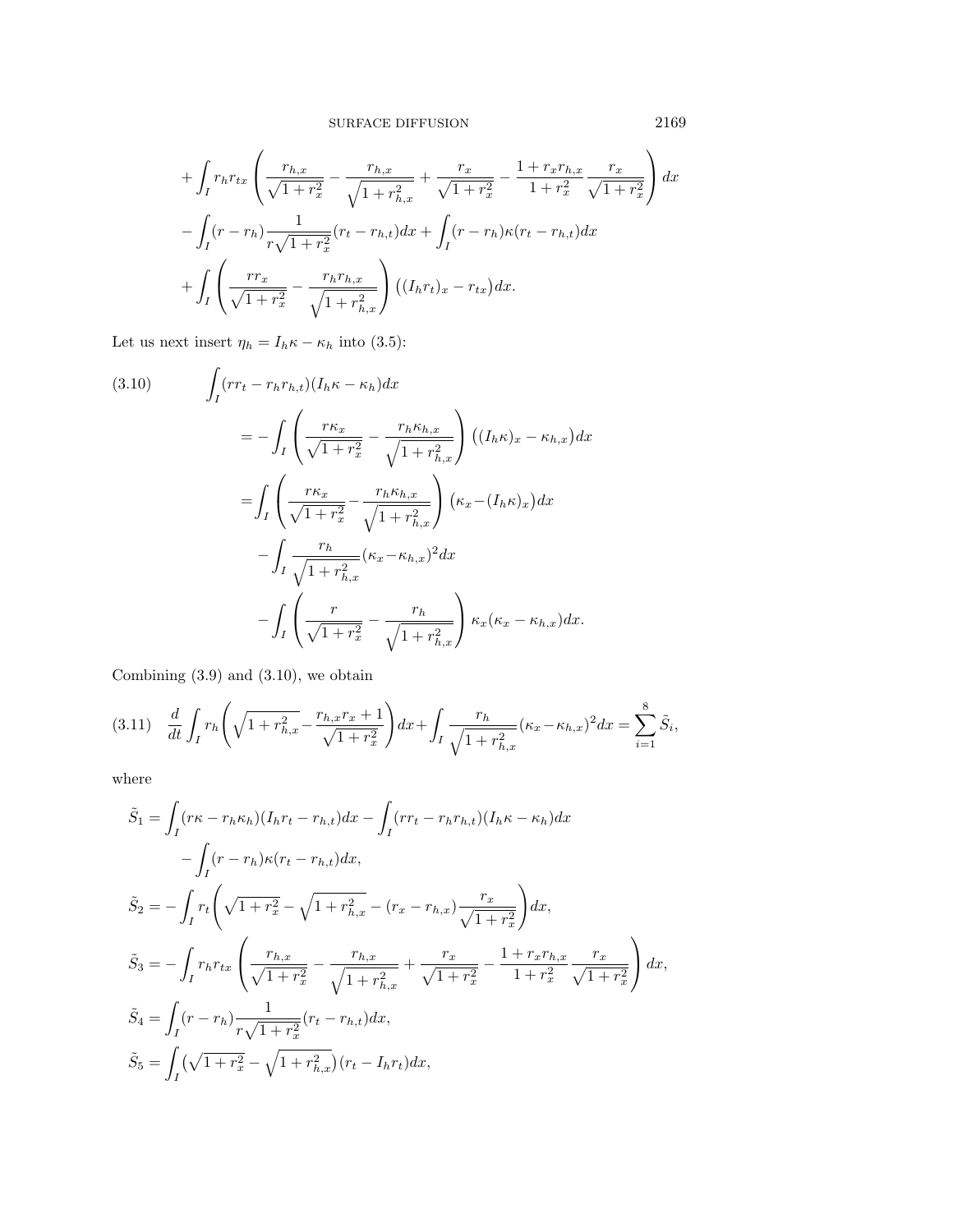$$+\int_I r_h r_{tx}\left(\frac{r_{h,x}}{\sqrt{1+r_x^2}}-\frac{r_{h,x}}{\sqrt{1+r_{h,x}^2}}+\frac{r_x}{\sqrt{1+r_x^2}}-\frac{1+r_x r_{h,x}}{1+r_x^2}\frac{r_x}{\sqrt{1+r_x^2}}\right)dx$$

$$-\int_I (r-r_h)\frac{1}{r\sqrt{1+r_x^2}}(r_t-r_{h,t})dx+\int_I (r-r_h)\kappa(r_t-r_{h,t})dx$$

$$+\int_I\left(\frac{rr_x}{\sqrt{1+r_x^2}}-\frac{r_h r_{h,x}}{\sqrt{1+r_{h,x}^2}}\right)\big((I_h r_t)_x-r_{tx}\big)dx.$$

Let us next insert $\eta_h = I_h\kappa-\kappa_h$ into (3.5):

$$\tag{3.10}
\begin{aligned}
\int_I (rr_t-r_h r_{h,t})(I_h\kappa-\kappa_h)dx
&= -\int_I\left(\frac{r\kappa_x}{\sqrt{1+r_x^2}}-\frac{r_h\kappa_{h,x}}{\sqrt{1+r_{h,x}^2}}\right)\big((I_h\kappa)_x-\kappa_{h,x}\big)dx\\
&=\int_I\left(\frac{r\kappa_x}{\sqrt{1+r_x^2}}-\frac{r_h\kappa_{h,x}}{\sqrt{1+r_{h,x}^2}}\right)\big(\kappa_x-(I_h\kappa)_x\big)dx\\
&\quad-\int_I\frac{r_h}{\sqrt{1+r_{h,x}^2}}(\kappa_x-\kappa_{h,x})^2dx\\
&\quad-\int_I\left(\frac{r}{\sqrt{1+r_x^2}}-\frac{r_h}{\sqrt{1+r_{h,x}^2}}\right)\kappa_x(\kappa_x-\kappa_{h,x})dx.
\end{aligned}$$

Combining (3.9) and (3.10), we obtain

$$\tag{3.11}
\frac{d}{dt}\int_I r_h\left(\sqrt{1+r_{h,x}^2}-\frac{r_{h,x}r_x+1}{\sqrt{1+r_x^2}}\right)dx+\int_I\frac{r_h}{\sqrt{1+r_{h,x}^2}}(\kappa_x-\kappa_{h,x})^2dx=\sum_{i=1}^{8}\tilde{S}_i,$$

where

$$\tilde{S}_1=\int_I (r\kappa-r_h\kappa_h)(I_h r_t-r_{h,t})dx-\int_I (rr_t-r_h r_{h,t})(I_h\kappa-\kappa_h)dx$$
$$-\int_I (r-r_h)\kappa(r_t-r_{h,t})dx,$$

$$\tilde{S}_2=-\int_I r_t\left(\sqrt{1+r_x^2}-\sqrt{1+r_{h,x}^2}-(r_x-r_{h,x})\frac{r_x}{\sqrt{1+r_x^2}}\right)dx,$$

$$\tilde{S}_3=-\int_I r_h r_{tx}\left(\frac{r_{h,x}}{\sqrt{1+r_x^2}}-\frac{r_{h,x}}{\sqrt{1+r_{h,x}^2}}+\frac{r_x}{\sqrt{1+r_x^2}}-\frac{1+r_x r_{h,x}}{1+r_x^2}\frac{r_x}{\sqrt{1+r_x^2}}\right)dx,$$

$$\tilde{S}_4=\int_I (r-r_h)\frac{1}{r\sqrt{1+r_x^2}}(r_t-r_{h,t})dx,$$

$$\tilde{S}_5=\int_I \big(\sqrt{1+r_x^2}-\sqrt{1+r_{h,x}^2}\big)(r_t-I_h r_t)dx,$$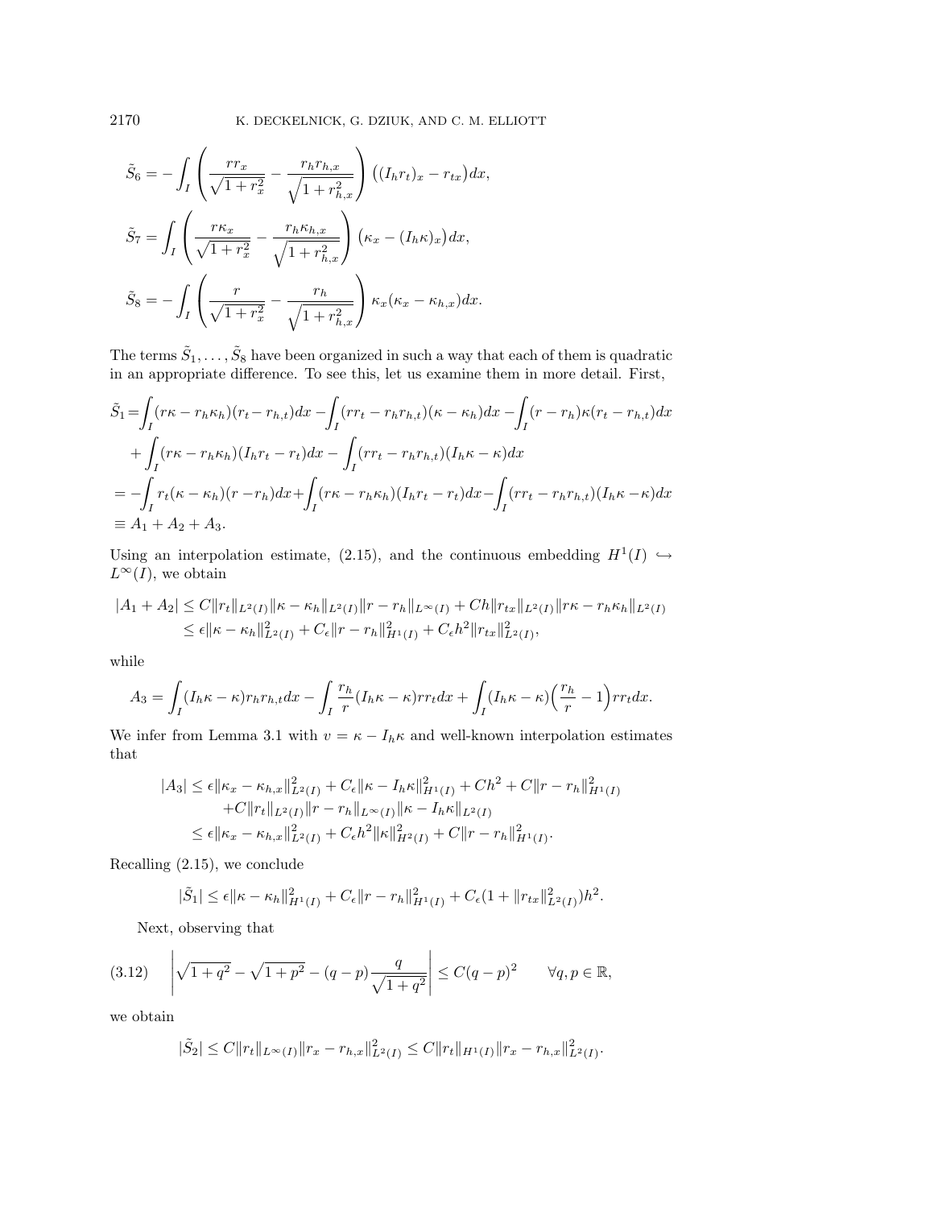$$\tilde{S}_6 = -\int_I \left( \frac{r r_x}{\sqrt{1+r_x^2}} - \frac{r_h r_{h,x}}{\sqrt{1+r_{h,x}^2}} \right) \big( (I_h r_t)_x - r_{tx} \big) dx,$$

$$\tilde{S}_7 = \int_I \left( \frac{r \kappa_x}{\sqrt{1+r_x^2}} - \frac{r_h \kappa_{h,x}}{\sqrt{1+r_{h,x}^2}} \right) \big( \kappa_x - (I_h \kappa)_x \big) dx,$$

$$\tilde{S}_8 = -\int_I \left( \frac{r}{\sqrt{1+r_x^2}} - \frac{r_h}{\sqrt{1+r_{h,x}^2}} \right) \kappa_x (\kappa_x - \kappa_{h,x}) dx.$$

The terms $\tilde{S}_1, \ldots, \tilde{S}_8$ have been organized in such a way that each of them is quadratic in an appropriate difference. To see this, let us examine them in more detail. First,

$$\begin{aligned}
\tilde{S}_1 =& \int_I (r\kappa - r_h \kappa_h)(r_t - r_{h,t}) dx - \int_I (r r_t - r_h r_{h,t})(\kappa - \kappa_h) dx - \int_I (r - r_h)\kappa(r_t - r_{h,t}) dx \\
&+ \int_I (r\kappa - r_h \kappa_h)(I_h r_t - r_t) dx - \int_I (r r_t - r_h r_{h,t})(I_h \kappa - \kappa) dx \\
=& -\int_I r_t (\kappa - \kappa_h)(r - r_h) dx + \int_I (r\kappa - r_h \kappa_h)(I_h r_t - r_t) dx - \int_I (r r_t - r_h r_{h,t})(I_h \kappa - \kappa) dx \\
\equiv& \; A_1 + A_2 + A_3.
\end{aligned}$$

Using an interpolation estimate, (2.15), and the continuous embedding $H^1(I) \hookrightarrow L^\infty(I)$, we obtain

$$\begin{aligned}
|A_1 + A_2| &\le C \|r_t\|_{L^2(I)} \|\kappa - \kappa_h\|_{L^2(I)} \|r - r_h\|_{L^\infty(I)} + Ch \|r_{tx}\|_{L^2(I)} \|r\kappa - r_h \kappa_h\|_{L^2(I)} \\
&\le \epsilon \|\kappa - \kappa_h\|_{L^2(I)}^2 + C_\epsilon \|r - r_h\|_{H^1(I)}^2 + C_\epsilon h^2 \|r_{tx}\|_{L^2(I)}^2,
\end{aligned}$$

while

$$A_3 = \int_I (I_h \kappa - \kappa) r_h r_{h,t} dx - \int_I \frac{r_h}{r} (I_h \kappa - \kappa) r r_t dx + \int_I (I_h \kappa - \kappa) \Big( \frac{r_h}{r} - 1 \Big) r r_t dx.$$

We infer from Lemma 3.1 with $v = \kappa - I_h \kappa$ and well-known interpolation estimates that

$$\begin{aligned}
|A_3| &\le \epsilon \|\kappa_x - \kappa_{h,x}\|_{L^2(I)}^2 + C_\epsilon \|\kappa - I_h \kappa\|_{H^1(I)}^2 + Ch^2 + C \|r - r_h\|_{H^1(I)}^2 \\
&\quad + C \|r_t\|_{L^2(I)} \|r - r_h\|_{L^\infty(I)} \|\kappa - I_h \kappa\|_{L^2(I)} \\
&\le \epsilon \|\kappa_x - \kappa_{h,x}\|_{L^2(I)}^2 + C_\epsilon h^2 \|\kappa\|_{H^2(I)}^2 + C \|r - r_h\|_{H^1(I)}^2.
\end{aligned}$$

Recalling (2.15), we conclude

$$|\tilde{S}_1| \le \epsilon \|\kappa - \kappa_h\|_{H^1(I)}^2 + C_\epsilon \|r - r_h\|_{H^1(I)}^2 + C_\epsilon (1 + \|r_{tx}\|_{L^2(I)}^2) h^2.$$

Next, observing that

$$\left| \sqrt{1+q^2} - \sqrt{1+p^2} - (q - p) \frac{q}{\sqrt{1+q^2}} \right| \le C (q - p)^2 \qquad \forall q, p \in \mathbb{R}, \tag{3.12}$$

we obtain

$$|\tilde{S}_2| \le C \|r_t\|_{L^\infty(I)} \|r_x - r_{h,x}\|_{L^2(I)}^2 \le C \|r_t\|_{H^1(I)} \|r_x - r_{h,x}\|_{L^2(I)}^2.$$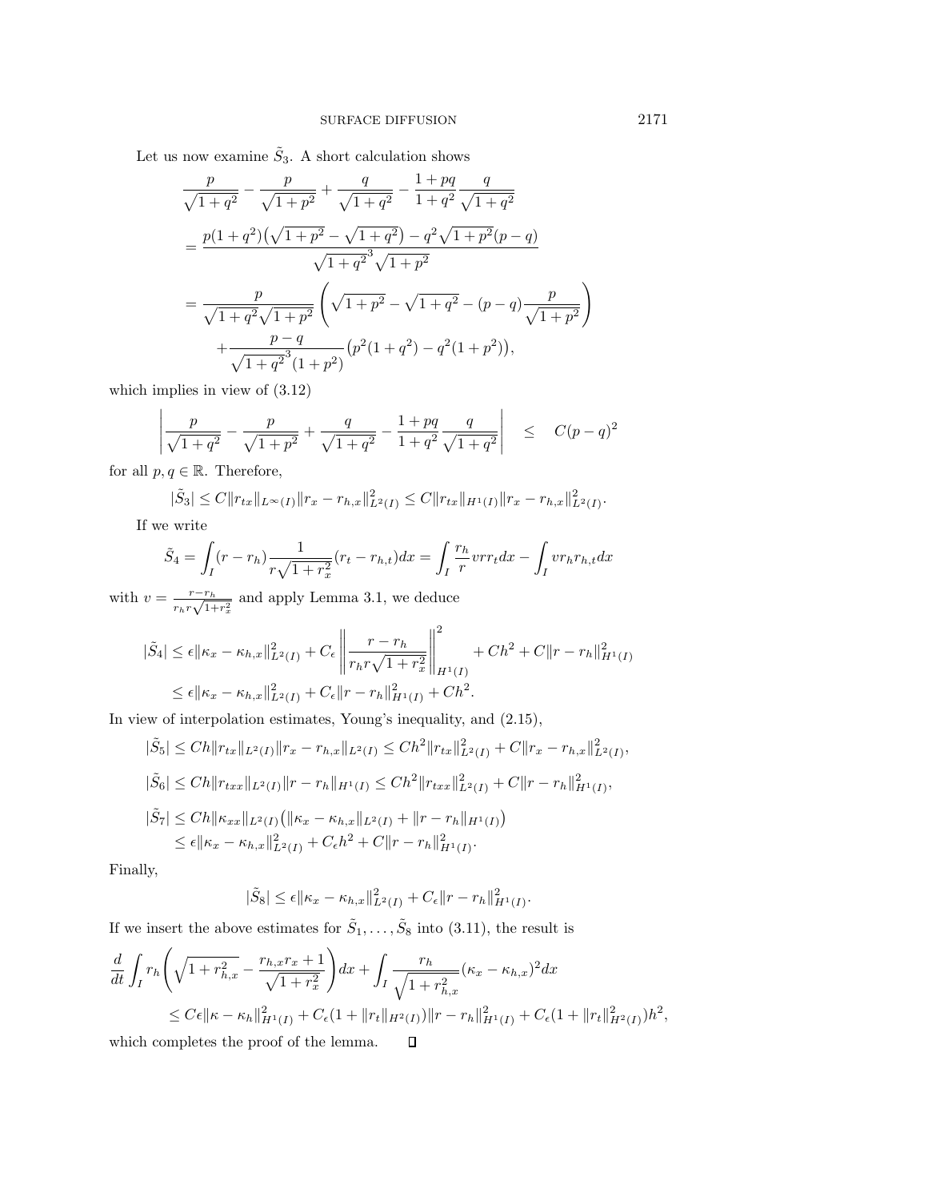Let us now examine $\tilde{S}_3$. A short calculation shows

$$
\begin{aligned}
&\frac{p}{\sqrt{1+q^2}} - \frac{p}{\sqrt{1+p^2}} + \frac{q}{\sqrt{1+q^2}} - \frac{1+pq}{1+q^2}\frac{q}{\sqrt{1+q^2}} \\
&= \frac{p(1+q^2)\big(\sqrt{1+p^2} - \sqrt{1+q^2}\big) - q^2\sqrt{1+p^2}(p-q)}{\sqrt{1+q^2}^3\sqrt{1+p^2}} \\
&= \frac{p}{\sqrt{1+q^2}\sqrt{1+p^2}}\left(\sqrt{1+p^2} - \sqrt{1+q^2} - (p-q)\frac{p}{\sqrt{1+p^2}}\right) \\
&\quad + \frac{p-q}{\sqrt{1+q^2}^3(1+p^2)}\big(p^2(1+q^2) - q^2(1+p^2)\big),
\end{aligned}
$$

which implies in view of (3.12)

$$
\left| \frac{p}{\sqrt{1+q^2}} - \frac{p}{\sqrt{1+p^2}} + \frac{q}{\sqrt{1+q^2}} - \frac{1+pq}{1+q^2}\frac{q}{\sqrt{1+q^2}} \right| \quad \leq \quad C(p-q)^2
$$

for all $p, q \in \mathbb{R}$. Therefore,

$$
|\tilde{S}_3| \leq C\|r_{tx}\|_{L^\infty(I)}\|r_x - r_{h,x}\|^2_{L^2(I)} \leq C\|r_{tx}\|_{H^1(I)}\|r_x - r_{h,x}\|^2_{L^2(I)}.
$$

If we write

$$
\tilde{S}_4 = \int_I (r - r_h)\frac{1}{r\sqrt{1+r_x^2}}(r_t - r_{h,t})dx = \int_I \frac{r_h}{r} v r r_t dx - \int_I v r_h r_{h,t} dx
$$

with $v = \frac{r-r_h}{r_h r\sqrt{1+r_x^2}}$ and apply Lemma 3.1, we deduce

$$
\begin{aligned}
|\tilde{S}_4| &\leq \epsilon\|\kappa_x - \kappa_{h,x}\|^2_{L^2(I)} + C_\epsilon\left\|\frac{r-r_h}{r_h r\sqrt{1+r_x^2}}\right\|^2_{H^1(I)} + Ch^2 + C\|r - r_h\|^2_{H^1(I)} \\
&\leq \epsilon\|\kappa_x - \kappa_{h,x}\|^2_{L^2(I)} + C_\epsilon\|r - r_h\|^2_{H^1(I)} + Ch^2.
\end{aligned}
$$

In view of interpolation estimates, Young's inequality, and (2.15),

$$
\begin{aligned}
|\tilde{S}_5| &\leq Ch\|r_{tx}\|_{L^2(I)}\|r_x - r_{h,x}\|_{L^2(I)} \leq Ch^2\|r_{tx}\|^2_{L^2(I)} + C\|r_x - r_{h,x}\|^2_{L^2(I)}, \\
|\tilde{S}_6| &\leq Ch\|r_{txx}\|_{L^2(I)}\|r - r_h\|_{H^1(I)} \leq Ch^2\|r_{txx}\|^2_{L^2(I)} + C\|r - r_h\|^2_{H^1(I)}, \\
|\tilde{S}_7| &\leq Ch\|\kappa_{xx}\|_{L^2(I)}\big(\|\kappa_x - \kappa_{h,x}\|_{L^2(I)} + \|r - r_h\|_{H^1(I)}\big) \\
&\leq \epsilon\|\kappa_x - \kappa_{h,x}\|^2_{L^2(I)} + C_\epsilon h^2 + C\|r - r_h\|^2_{H^1(I)}.
\end{aligned}
$$

Finally,

$$
|\tilde{S}_8| \leq \epsilon\|\kappa_x - \kappa_{h,x}\|^2_{L^2(I)} + C_\epsilon\|r - r_h\|^2_{H^1(I)}.
$$

If we insert the above estimates for $\tilde{S}_1, \ldots, \tilde{S}_8$ into (3.11), the result is

$$
\begin{aligned}
&\frac{d}{dt}\int_I r_h\left(\sqrt{1+r_{h,x}^2} - \frac{r_{h,x}r_x + 1}{\sqrt{1+r_x^2}}\right)dx + \int_I \frac{r_h}{\sqrt{1+r_{h,x}^2}}(\kappa_x - \kappa_{h,x})^2 dx \\
&\quad \leq C\epsilon\|\kappa - \kappa_h\|^2_{H^1(I)} + C_\epsilon(1 + \|r_t\|_{H^2(I)})\|r - r_h\|^2_{H^1(I)} + C_\epsilon(1 + \|r_t\|^2_{H^2(I)})h^2,
\end{aligned}
$$

which completes the proof of the lemma. $\square$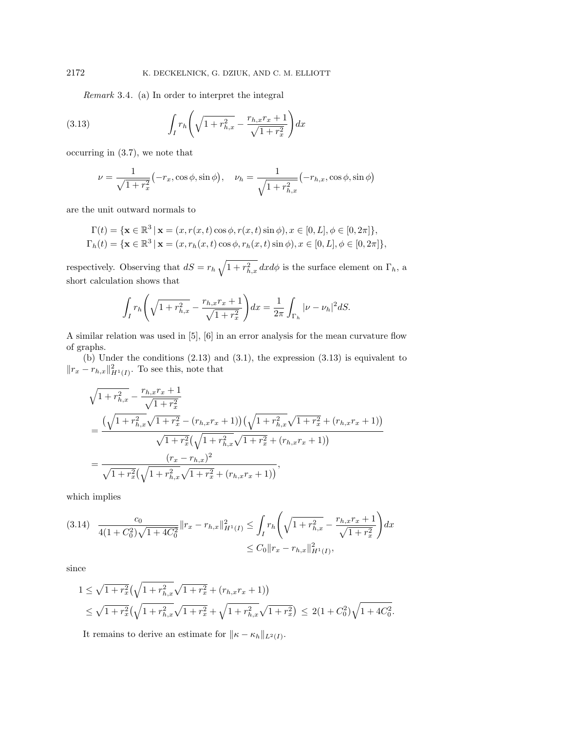*Remark* 3.4. (a) In order to interpret the integral

$$\int_I r_h \left( \sqrt{1 + r_{h,x}^2} - \frac{r_{h,x} r_x + 1}{\sqrt{1 + r_x^2}} \right) dx \tag{3.13}$$

occurring in (3.7), we note that

$$\nu = \frac{1}{\sqrt{1+r_x^2}} \big( -r_x, \cos\phi, \sin\phi \big), \quad \nu_h = \frac{1}{\sqrt{1 + r_{h,x}^2}} \big( -r_{h,x}, \cos\phi, \sin\phi \big)$$

are the unit outward normals to

$$\Gamma(t) = \{ \mathbf{x} \in \mathbb{R}^3 \,|\, \mathbf{x} = (x, r(x,t)\cos\phi, r(x,t)\sin\phi), x \in [0, L], \phi \in [0, 2\pi] \},$$
$$\Gamma_h(t) = \{ \mathbf{x} \in \mathbb{R}^3 \,|\, \mathbf{x} = (x, r_h(x,t)\cos\phi, r_h(x,t)\sin\phi), x \in [0, L], \phi \in [0, 2\pi] \},$$

respectively. Observing that $dS = r_h \sqrt{1 + r_{h,x}^2}\, dx d\phi$ is the surface element on $\Gamma_h$, a short calculation shows that

$$\int_I r_h \left( \sqrt{1 + r_{h,x}^2} - \frac{r_{h,x} r_x + 1}{\sqrt{1 + r_x^2}} \right) dx = \frac{1}{2\pi} \int_{\Gamma_h} |\nu - \nu_h|^2 dS.$$

A similar relation was used in [5], [6] in an error analysis for the mean curvature flow of graphs.

(b) Under the conditions (2.13) and (3.1), the expression (3.13) is equivalent to $\|r_x - r_{h,x}\|^2_{H^1(I)}$. To see this, note that

$$\begin{aligned}
&\sqrt{1 + r_{h,x}^2} - \frac{r_{h,x} r_x + 1}{\sqrt{1 + r_x^2}} \\
&= \frac{\big( \sqrt{1 + r_{h,x}^2}\sqrt{1 + r_x^2} - (r_{h,x} r_x + 1) \big)\big( \sqrt{1 + r_{h,x}^2}\sqrt{1 + r_x^2} + (r_{h,x} r_x + 1) \big)}{\sqrt{1 + r_x^2}\big( \sqrt{1 + r_{h,x}^2}\sqrt{1 + r_x^2} + (r_{h,x} r_x + 1) \big)} \\
&= \frac{(r_x - r_{h,x})^2}{\sqrt{1 + r_x^2}\big( \sqrt{1 + r_{h,x}^2}\sqrt{1 + r_x^2} + (r_{h,x} r_x + 1) \big)},
\end{aligned}$$

which implies

$$\begin{aligned}
\frac{c_0}{4(1 + C_0^2)\sqrt{1 + 4C_0^2}} \|r_x - r_{h,x}\|^2_{H^1(I)} &\le \int_I r_h \left( \sqrt{1 + r_{h,x}^2} - \frac{r_{h,x} r_x + 1}{\sqrt{1 + r_x^2}} \right) dx \\
&\le C_0 \|r_x - r_{h,x}\|^2_{H^1(I)},
\end{aligned} \tag{3.14}$$

since

$$\begin{aligned}
1 &\le \sqrt{1 + r_x^2}\big( \sqrt{1 + r_{h,x}^2}\sqrt{1 + r_x^2} + (r_{h,x} r_x + 1) \big) \\
&\le \sqrt{1 + r_x^2}\big( \sqrt{1 + r_{h,x}^2}\sqrt{1 + r_x^2} + \sqrt{1 + r_{h,x}^2}\sqrt{1 + r_x^2} \big) \;\le\; 2(1 + C_0^2)\sqrt{1 + 4C_0^2}.
\end{aligned}$$

It remains to derive an estimate for $\|\kappa - \kappa_h\|_{L^2(I)}$.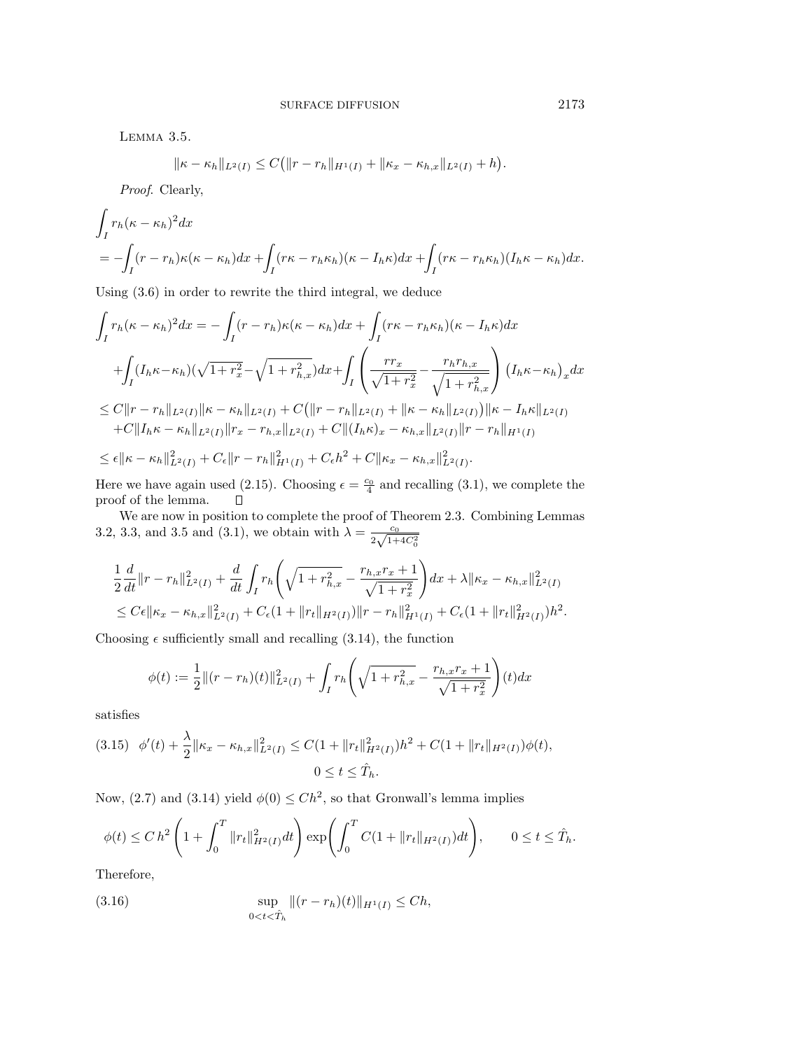Lemma 3.5.

$$\|\kappa - \kappa_h\|_{L^2(I)} \le C\big(\|r - r_h\|_{H^1(I)} + \|\kappa_x - \kappa_{h,x}\|_{L^2(I)} + h\big).$$

*Proof.* Clearly,

$$\begin{aligned}
&\int_I r_h(\kappa - \kappa_h)^2 dx \\
&= -\int_I (r - r_h)\kappa(\kappa - \kappa_h)dx + \int_I (r\kappa - r_h\kappa_h)(\kappa - I_h\kappa)dx + \int_I (r\kappa - r_h\kappa_h)(I_h\kappa - \kappa_h)dx.
\end{aligned}$$

Using (3.6) in order to rewrite the third integral, we deduce

$$\begin{aligned}
\int_I r_h(\kappa - \kappa_h)^2 dx &= -\int_I (r - r_h)\kappa(\kappa - \kappa_h)dx + \int_I (r\kappa - r_h\kappa_h)(\kappa - I_h\kappa)dx \\
&\quad + \int_I (I_h\kappa - \kappa_h)(\sqrt{1 + r_x^2} - \sqrt{1 + r_{h,x}^2})dx + \int_I \left(\frac{r r_x}{\sqrt{1 + r_x^2}} - \frac{r_h r_{h,x}}{\sqrt{1 + r_{h,x}^2}}\right)\big(I_h\kappa - \kappa_h\big)_x dx \\
&\le C\|r - r_h\|_{L^2(I)}\|\kappa - \kappa_h\|_{L^2(I)} + C\big(\|r - r_h\|_{L^2(I)} + \|\kappa - \kappa_h\|_{L^2(I)}\big)\|\kappa - I_h\kappa\|_{L^2(I)} \\
&\quad + C\|I_h\kappa - \kappa_h\|_{L^2(I)}\|r_x - r_{h,x}\|_{L^2(I)} + C\|(I_h\kappa)_x - \kappa_{h,x}\|_{L^2(I)}\|r - r_h\|_{H^1(I)} \\
&\le \epsilon\|\kappa - \kappa_h\|_{L^2(I)}^2 + C_\epsilon\|r - r_h\|_{H^1(I)}^2 + C_\epsilon h^2 + C\|\kappa_x - \kappa_{h,x}\|_{L^2(I)}^2.
\end{aligned}$$

Here we have again used (2.15). Choosing $\epsilon = \frac{c_0}{4}$ and recalling (3.1), we complete the proof of the lemma. $\square$

We are now in position to complete the proof of Theorem 2.3. Combining Lemmas 3.2, 3.3, and 3.5 and (3.1), we obtain with $\lambda = \frac{c_0}{2\sqrt{1 + 4C_0^2}}$

$$\begin{aligned}
&\frac{1}{2}\frac{d}{dt}\|r - r_h\|_{L^2(I)}^2 + \frac{d}{dt}\int_I r_h\left(\sqrt{1 + r_{h,x}^2} - \frac{r_{h,x}r_x + 1}{\sqrt{1 + r_x^2}}\right)dx + \lambda\|\kappa_x - \kappa_{h,x}\|_{L^2(I)}^2 \\
&\le C\epsilon\|\kappa_x - \kappa_{h,x}\|_{L^2(I)}^2 + C_\epsilon(1 + \|r_t\|_{H^2(I)})\|r - r_h\|_{H^1(I)}^2 + C_\epsilon(1 + \|r_t\|_{H^2(I)}^2)h^2.
\end{aligned}$$

Choosing $\epsilon$ sufficiently small and recalling (3.14), the function

$$\phi(t) := \frac{1}{2}\|(r - r_h)(t)\|_{L^2(I)}^2 + \int_I r_h\left(\sqrt{1 + r_{h,x}^2} - \frac{r_{h,x}r_x + 1}{\sqrt{1 + r_x^2}}\right)(t)dx$$

satisfies

$$\phi'(t) + \frac{\lambda}{2}\|\kappa_x - \kappa_{h,x}\|_{L^2(I)}^2 \le C(1 + \|r_t\|_{H^2(I)}^2)h^2 + C(1 + \|r_t\|_{H^2(I)})\phi(t), \qquad 0 \le t \le \hat{T}_h. \tag{3.15}$$

Now, (2.7) and (3.14) yield $\phi(0) \le Ch^2$, so that Gronwall's lemma implies

$$\phi(t) \le C\, h^2\left(1 + \int_0^T \|r_t\|_{H^2(I)}^2 dt\right)\exp\left(\int_0^T C(1 + \|r_t\|_{H^2(I)})dt\right), \qquad 0 \le t \le \hat{T}_h.$$

Therefore,

$$\sup_{0 < t < \hat{T}_h} \|(r - r_h)(t)\|_{H^1(I)} \le Ch, \tag{3.16}$$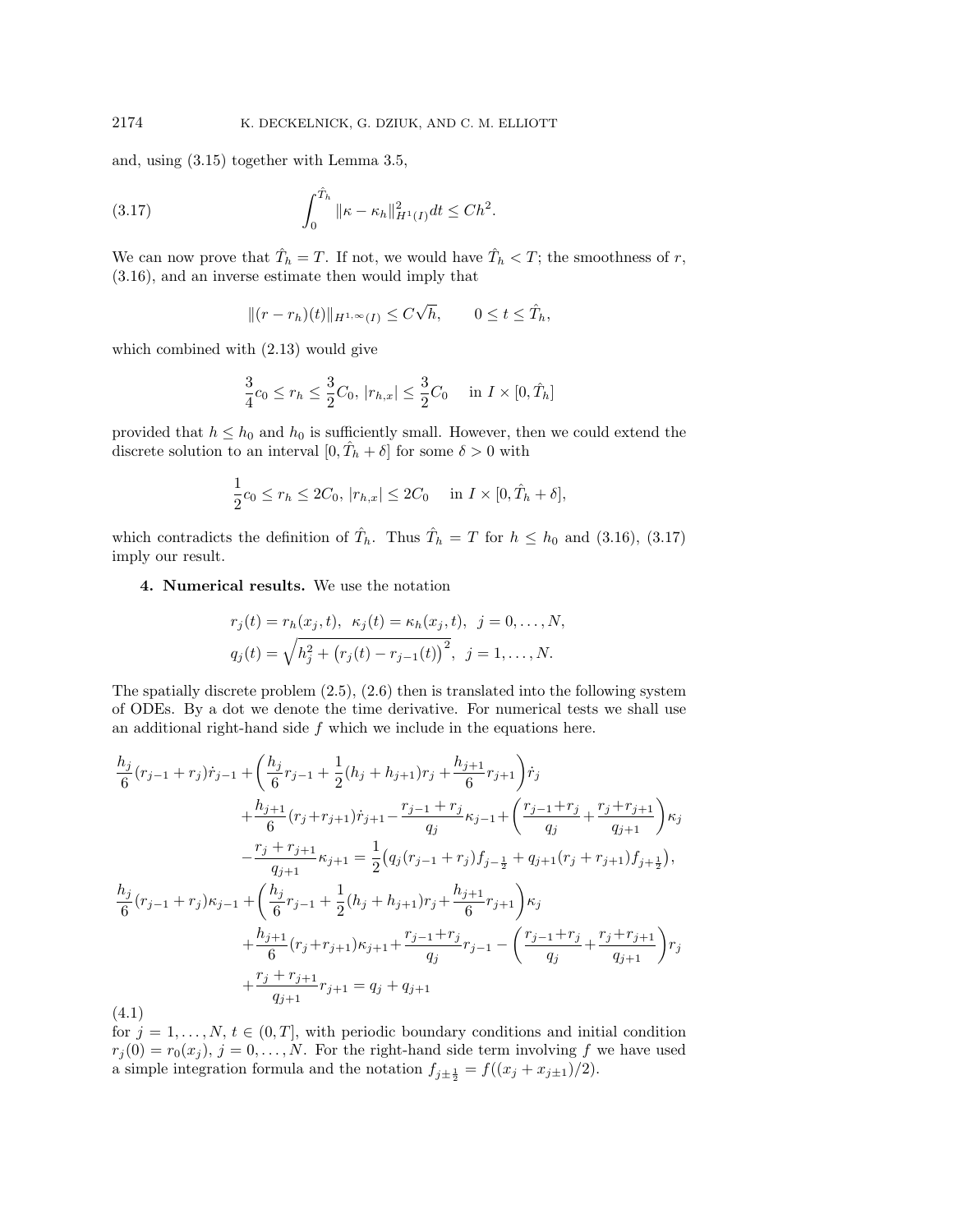and, using (3.15) together with Lemma 3.5,

$$\int_0^{\hat{T}_h} \|\kappa - \kappa_h\|_{H^1(I)}^2 dt \le Ch^2. \tag{3.17}$$

We can now prove that $\hat{T}_h = T$. If not, we would have $\hat{T}_h < T$; the smoothness of $r$, (3.16), and an inverse estimate then would imply that

$$\|(r - r_h)(t)\|_{H^{1,\infty}(I)} \le C\sqrt{h}, \qquad 0 \le t \le \hat{T}_h,$$

which combined with (2.13) would give

$$\frac{3}{4}c_0 \le r_h \le \frac{3}{2}C_0, \; |r_{h,x}| \le \frac{3}{2}C_0 \quad \text{in } I \times [0, \hat{T}_h]$$

provided that $h \le h_0$ and $h_0$ is sufficiently small. However, then we could extend the discrete solution to an interval $[0, \hat{T}_h + \delta]$ for some $\delta > 0$ with

$$\frac{1}{2}c_0 \le r_h \le 2C_0, \; |r_{h,x}| \le 2C_0 \quad \text{in } I \times [0, \hat{T}_h + \delta],$$

which contradicts the definition of $\hat{T}_h$. Thus $\hat{T}_h = T$ for $h \le h_0$ and (3.16), (3.17) imply our result.

## 4. Numerical results.

We use the notation

$$r_j(t) = r_h(x_j, t), \;\; \kappa_j(t) = \kappa_h(x_j, t), \;\; j = 0, \dots, N,$$
$$q_j(t) = \sqrt{h_j^2 + \big(r_j(t) - r_{j-1}(t)\big)^2}, \;\; j = 1, \dots, N.$$

The spatially discrete problem (2.5), (2.6) then is translated into the following system of ODEs. By a dot we denote the time derivative. For numerical tests we shall use an additional right-hand side $f$ which we include in the equations here.

$$\begin{aligned}
&\frac{h_j}{6}(r_{j-1} + r_j)\dot{r}_{j-1} + \left(\frac{h_j}{6}r_{j-1} + \frac{1}{2}(h_j + h_{j+1})r_j + \frac{h_{j+1}}{6}r_{j+1}\right)\dot{r}_j \\
&\qquad + \frac{h_{j+1}}{6}(r_j + r_{j+1})\dot{r}_{j+1} - \frac{r_{j-1} + r_j}{q_j}\kappa_{j-1} + \left(\frac{r_{j-1}+r_j}{q_j} + \frac{r_j + r_{j+1}}{q_{j+1}}\right)\kappa_j \\
&\qquad - \frac{r_j + r_{j+1}}{q_{j+1}}\kappa_{j+1} = \frac{1}{2}\big(q_j(r_{j-1} + r_j)f_{j-\frac{1}{2}} + q_{j+1}(r_j + r_{j+1})f_{j+\frac{1}{2}}\big), \\
&\frac{h_j}{6}(r_{j-1} + r_j)\kappa_{j-1} + \left(\frac{h_j}{6}r_{j-1} + \frac{1}{2}(h_j + h_{j+1})r_j + \frac{h_{j+1}}{6}r_{j+1}\right)\kappa_j \\
&\qquad + \frac{h_{j+1}}{6}(r_j + r_{j+1})\kappa_{j+1} + \frac{r_{j-1}+r_j}{q_j}r_{j-1} - \left(\frac{r_{j-1}+r_j}{q_j} + \frac{r_j + r_{j+1}}{q_{j+1}}\right)r_j \\
&\qquad + \frac{r_j + r_{j+1}}{q_{j+1}}r_{j+1} = q_j + q_{j+1}
\end{aligned} \tag{4.1}$$

for $j = 1, \dots, N$, $t \in (0, T]$, with periodic boundary conditions and initial condition $r_j(0) = r_0(x_j)$, $j = 0, \dots, N$. For the right-hand side term involving $f$ we have used a simple integration formula and the notation $f_{j \pm \frac{1}{2}} = f((x_j + x_{j\pm 1})/2)$.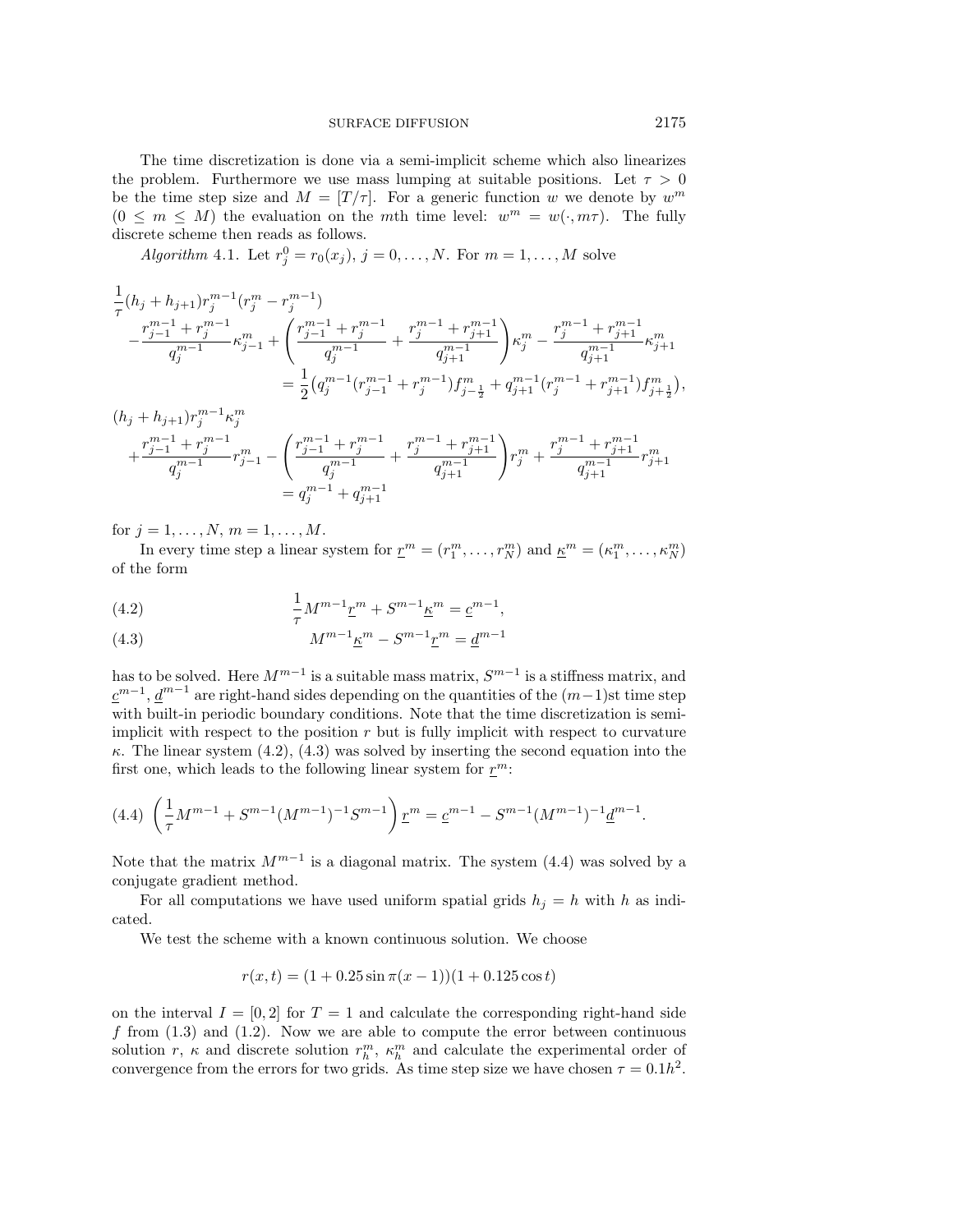The time discretization is done via a semi-implicit scheme which also linearizes the problem. Furthermore we use mass lumping at suitable positions. Let $\tau > 0$ be the time step size and $M = [T/\tau]$. For a generic function $w$ we denote by $w^m$ $(0 \le m \le M)$ the evaluation on the $m$th time level: $w^m = w(\cdot, m\tau)$. The fully discrete scheme then reads as follows.

*Algorithm* 4.1. Let $r_j^0 = r_0(x_j)$, $j = 0, \ldots, N$. For $m = 1, \ldots, M$ solve

$$
\begin{aligned}
&\frac{1}{\tau}(h_j + h_{j+1}) r_j^{m-1}(r_j^m - r_j^{m-1}) \\
&\quad - \frac{r_{j-1}^{m-1} + r_j^{m-1}}{q_j^{m-1}} \kappa_{j-1}^m + \left( \frac{r_{j-1}^{m-1} + r_j^{m-1}}{q_j^{m-1}} + \frac{r_j^{m-1} + r_{j+1}^{m-1}}{q_{j+1}^{m-1}} \right) \kappa_j^m - \frac{r_j^{m-1} + r_{j+1}^{m-1}}{q_{j+1}^{m-1}} \kappa_{j+1}^m \\
&\qquad = \frac{1}{2}\big( q_j^{m-1}(r_{j-1}^{m-1} + r_j^{m-1}) f_{j-\frac{1}{2}}^m + q_{j+1}^{m-1}(r_j^{m-1} + r_{j+1}^{m-1}) f_{j+\frac{1}{2}}^m \big), \\
&(h_j + h_{j+1}) r_j^{m-1} \kappa_j^m \\
&\quad + \frac{r_{j-1}^{m-1} + r_j^{m-1}}{q_j^{m-1}} r_{j-1}^m - \left( \frac{r_{j-1}^{m-1} + r_j^{m-1}}{q_j^{m-1}} + \frac{r_j^{m-1} + r_{j+1}^{m-1}}{q_{j+1}^{m-1}} \right) r_j^m + \frac{r_j^{m-1} + r_{j+1}^{m-1}}{q_{j+1}^{m-1}} r_{j+1}^m \\
&\qquad = q_j^{m-1} + q_{j+1}^{m-1}
\end{aligned}
$$

for $j = 1, \ldots, N$, $m = 1, \ldots, M$.

In every time step a linear system for $\underline{r}^m = (r_1^m, \ldots, r_N^m)$ and $\underline{\kappa}^m = (\kappa_1^m, \ldots, \kappa_N^m)$ of the form

$$
\frac{1}{\tau} M^{m-1} \underline{r}^m + S^{m-1} \underline{\kappa}^m = \underline{c}^{m-1}, \tag{4.2}
$$

$$
M^{m-1} \underline{\kappa}^m - S^{m-1} \underline{r}^m = \underline{d}^{m-1} \tag{4.3}
$$

has to be solved. Here $M^{m-1}$ is a suitable mass matrix, $S^{m-1}$ is a stiffness matrix, and $\underline{c}^{m-1}$, $\underline{d}^{m-1}$ are right-hand sides depending on the quantities of the $(m-1)$st time step with built-in periodic boundary conditions. Note that the time discretization is semi-implicit with respect to the position $r$ but is fully implicit with respect to curvature $\kappa$. The linear system (4.2), (4.3) was solved by inserting the second equation into the first one, which leads to the following linear system for $\underline{r}^m$:

$$
\left( \frac{1}{\tau} M^{m-1} + S^{m-1} (M^{m-1})^{-1} S^{m-1} \right) \underline{r}^m = \underline{c}^{m-1} - S^{m-1} (M^{m-1})^{-1} \underline{d}^{m-1}. \tag{4.4}
$$

Note that the matrix $M^{m-1}$ is a diagonal matrix. The system (4.4) was solved by a conjugate gradient method.

For all computations we have used uniform spatial grids $h_j = h$ with $h$ as indicated.

We test the scheme with a known continuous solution. We choose

$$
r(x, t) = (1 + 0.25 \sin \pi(x - 1))(1 + 0.125 \cos t)
$$

on the interval $I = [0, 2]$ for $T = 1$ and calculate the corresponding right-hand side $f$ from (1.3) and (1.2). Now we are able to compute the error between continuous solution $r$, $\kappa$ and discrete solution $r_h^m$, $\kappa_h^m$ and calculate the experimental order of convergence from the errors for two grids. As time step size we have chosen $\tau = 0.1h^2$.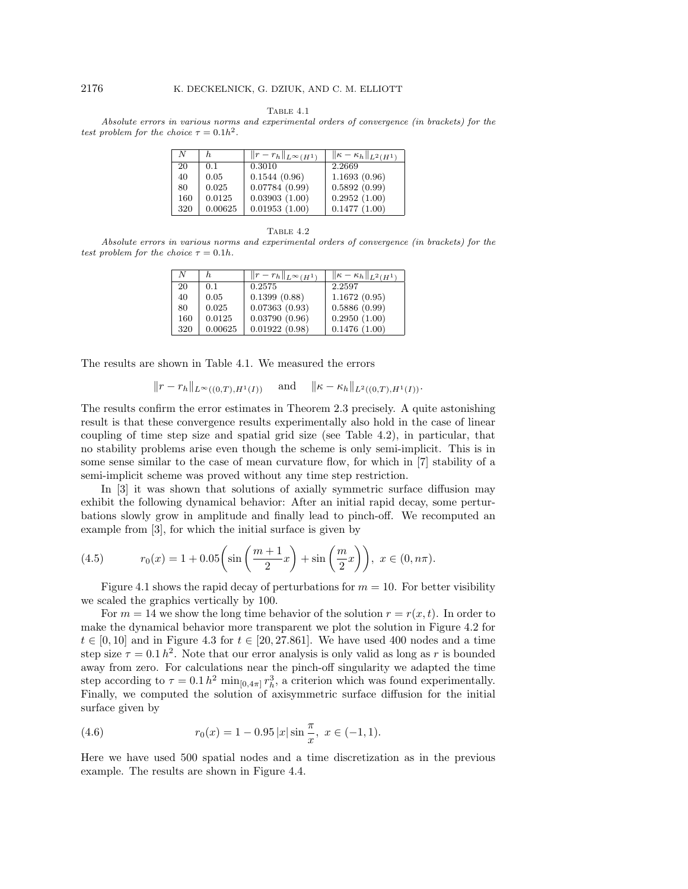Table 4.1

*Absolute errors in various norms and experimental orders of convergence (in brackets) for the test problem for the choice $\tau = 0.1h^2$.*

| $N$ | $h$ | $\|r - r_h\|_{L^\infty(H^1)}$ | $\|\kappa - \kappa_h\|_{L^2(H^1)}$ |
|---|---|---|---|
| 20 | 0.1 | 0.3010 | 2.2669 |
| 40 | 0.05 | 0.1544 (0.96) | 1.1693 (0.96) |
| 80 | 0.025 | 0.07784 (0.99) | 0.5892 (0.99) |
| 160 | 0.0125 | 0.03903 (1.00) | 0.2952 (1.00) |
| 320 | 0.00625 | 0.01953 (1.00) | 0.1477 (1.00) |

Table 4.2

*Absolute errors in various norms and experimental orders of convergence (in brackets) for the test problem for the choice $\tau = 0.1h$.*

| $N$ | $h$ | $\|r - r_h\|_{L^\infty(H^1)}$ | $\|\kappa - \kappa_h\|_{L^2(H^1)}$ |
|---|---|---|---|
| 20 | 0.1 | 0.2575 | 2.2597 |
| 40 | 0.05 | 0.1399 (0.88) | 1.1672 (0.95) |
| 80 | 0.025 | 0.07363 (0.93) | 0.5886 (0.99) |
| 160 | 0.0125 | 0.03790 (0.96) | 0.2950 (1.00) |
| 320 | 0.00625 | 0.01922 (0.98) | 0.1476 (1.00) |

The results are shown in Table 4.1. We measured the errors

$$\|r - r_h\|_{L^\infty((0,T),H^1(I))} \quad \text{and} \quad \|\kappa - \kappa_h\|_{L^2((0,T),H^1(I))}.$$

The results confirm the error estimates in Theorem 2.3 precisely. A quite astonishing result is that these convergence results experimentally also hold in the case of linear coupling of time step size and spatial grid size (see Table 4.2), in particular, that no stability problems arise even though the scheme is only semi-implicit. This is in some sense similar to the case of mean curvature flow, for which in [7] stability of a semi-implicit scheme was proved without any time step restriction.

In [3] it was shown that solutions of axially symmetric surface diffusion may exhibit the following dynamical behavior: After an initial rapid decay, some perturbations slowly grow in amplitude and finally lead to pinch-off. We recomputed an example from [3], for which the initial surface is given by

$$r_0(x) = 1 + 0.05\left(\sin\left(\frac{m+1}{2}x\right) + \sin\left(\frac{m}{2}x\right)\right),\ x \in (0, n\pi). \tag{4.5}$$

Figure 4.1 shows the rapid decay of perturbations for $m = 10$. For better visibility we scaled the graphics vertically by 100.

For $m = 14$ we show the long time behavior of the solution $r = r(x,t)$. In order to make the dynamical behavior more transparent we plot the solution in Figure 4.2 for $t \in [0, 10]$ and in Figure 4.3 for $t \in [20, 27.861]$. We have used 400 nodes and a time step size $\tau = 0.1\,h^2$. Note that our error analysis is only valid as long as $r$ is bounded away from zero. For calculations near the pinch-off singularity we adapted the time step according to $\tau = 0.1\,h^2 \min_{[0,4\pi]} r_h^3$, a criterion which was found experimentally. Finally, we computed the solution of axisymmetric surface diffusion for the initial surface given by

$$r_0(x) = 1 - 0.95\,|x| \sin\frac{\pi}{x},\ x \in (-1, 1). \tag{4.6}$$

Here we have used 500 spatial nodes and a time discretization as in the previous example. The results are shown in Figure 4.4.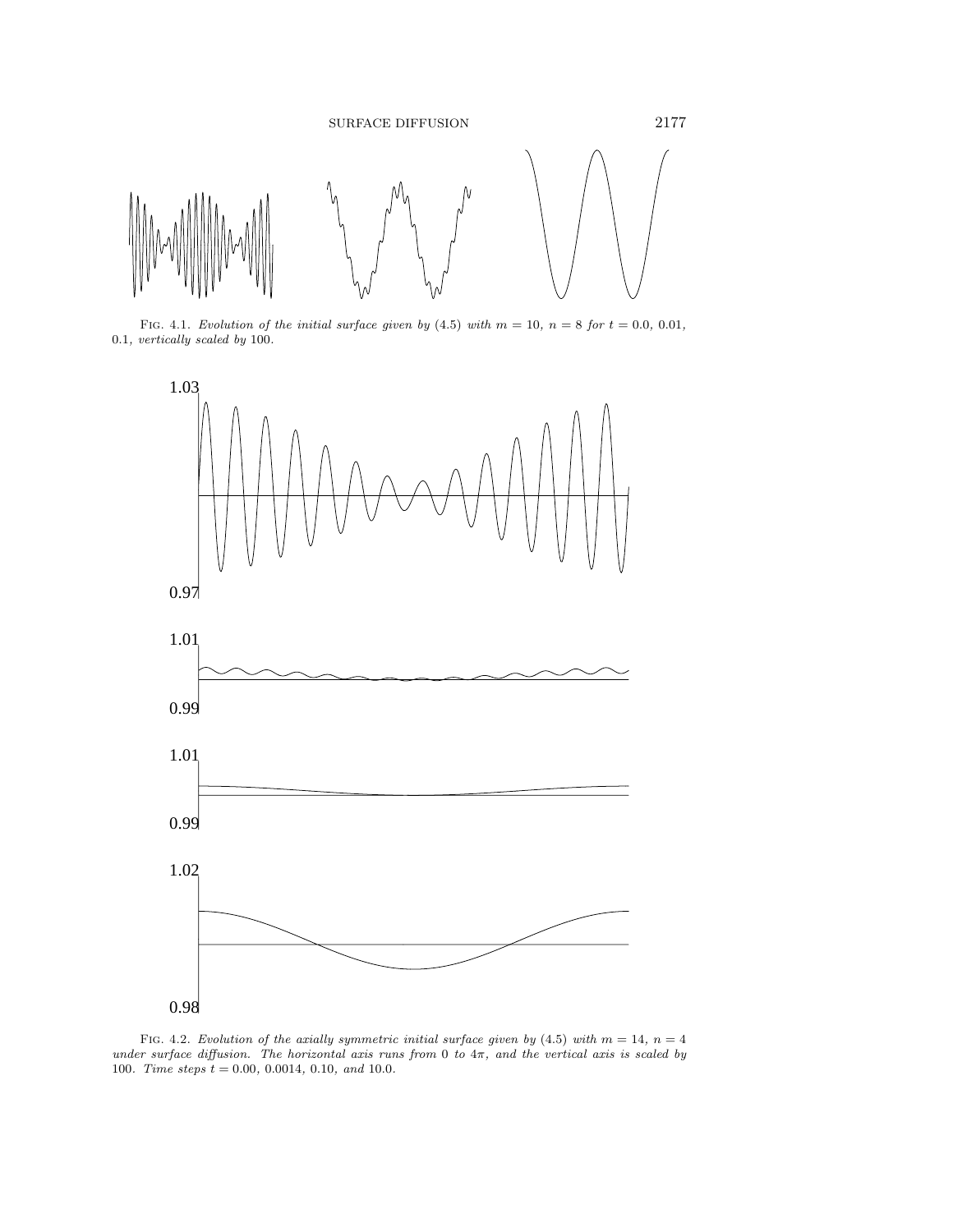FIG. 4.1. *Evolution of the initial surface given by* (4.5) *with* $m = 10$, $n = 8$ *for* $t = 0.0$, $0.01$, $0.1$, *vertically scaled by* 100.

1.03

0.97

1.01

0.99

1.01

0.99

1.02

0.98

FIG. 4.2. *Evolution of the axially symmetric initial surface given by* (4.5) *with* $m = 14$, $n = 4$ *under surface diffusion. The horizontal axis runs from* 0 *to* $4\pi$, *and the vertical axis is scaled by* 100. *Time steps* $t = 0.00$, $0.0014$, $0.10$, *and* $10.0$.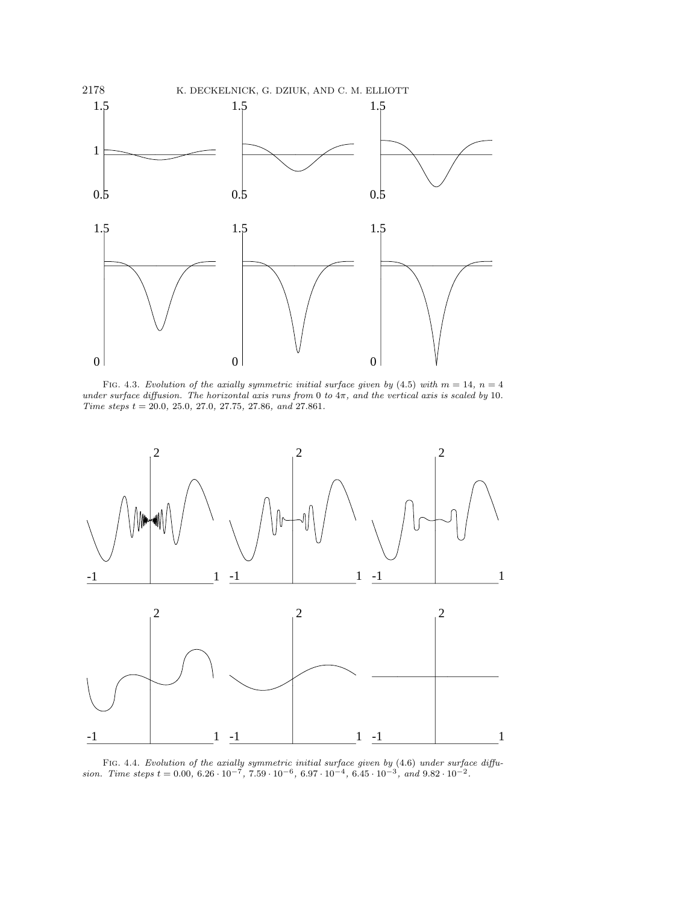Fig. 4.3. *Evolution of the axially symmetric initial surface given by* (4.5) *with* $m = 14$, $n = 4$ *under surface diffusion. The horizontal axis runs from* 0 *to* $4\pi$, *and the vertical axis is scaled by* 10. *Time steps* $t = 20.0$, 25.0, 27.0, 27.75, 27.86, *and* 27.861.

Fig. 4.4. *Evolution of the axially symmetric initial surface given by* (4.6) *under surface diffusion. Time steps* $t = 0.00$, $6.26 \cdot 10^{-7}$, $7.59 \cdot 10^{-6}$, $6.97 \cdot 10^{-4}$, $6.45 \cdot 10^{-3}$, *and* $9.82 \cdot 10^{-2}$.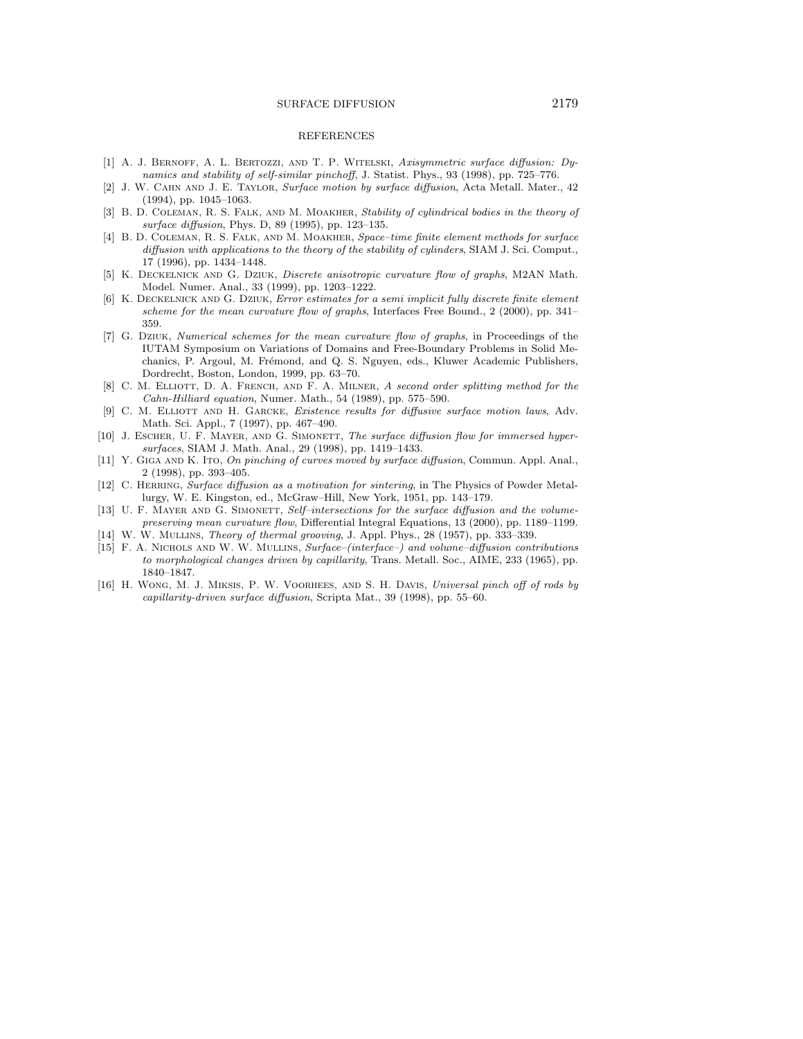## REFERENCES

[1] A. J. Bernoff, A. L. Bertozzi, and T. P. Witelski, *Axisymmetric surface diffusion: Dynamics and stability of self-similar pinchoff*, J. Statist. Phys., 93 (1998), pp. 725–776.

[2] J. W. Cahn and J. E. Taylor, *Surface motion by surface diffusion*, Acta Metall. Mater., 42 (1994), pp. 1045–1063.

[3] B. D. Coleman, R. S. Falk, and M. Moakher, *Stability of cylindrical bodies in the theory of surface diffusion*, Phys. D, 89 (1995), pp. 123–135.

[4] B. D. Coleman, R. S. Falk, and M. Moakher, *Space–time finite element methods for surface diffusion with applications to the theory of the stability of cylinders*, SIAM J. Sci. Comput., 17 (1996), pp. 1434–1448.

[5] K. Deckelnick and G. Dziuk, *Discrete anisotropic curvature flow of graphs*, M2AN Math. Model. Numer. Anal., 33 (1999), pp. 1203–1222.

[6] K. Deckelnick and G. Dziuk, *Error estimates for a semi implicit fully discrete finite element scheme for the mean curvature flow of graphs*, Interfaces Free Bound., 2 (2000), pp. 341–359.

[7] G. Dziuk, *Numerical schemes for the mean curvature flow of graphs*, in Proceedings of the IUTAM Symposium on Variations of Domains and Free-Boundary Problems in Solid Mechanics, P. Argoul, M. Frémond, and Q. S. Nguyen, eds., Kluwer Academic Publishers, Dordrecht, Boston, London, 1999, pp. 63–70.

[8] C. M. Elliott, D. A. French, and F. A. Milner, *A second order splitting method for the Cahn-Hilliard equation*, Numer. Math., 54 (1989), pp. 575–590.

[9] C. M. Elliott and H. Garcke, *Existence results for diffusive surface motion laws*, Adv. Math. Sci. Appl., 7 (1997), pp. 467–490.

[10] J. Escher, U. F. Mayer, and G. Simonett, *The surface diffusion flow for immersed hypersurfaces*, SIAM J. Math. Anal., 29 (1998), pp. 1419–1433.

[11] Y. Giga and K. Ito, *On pinching of curves moved by surface diffusion*, Commun. Appl. Anal., 2 (1998), pp. 393–405.

[12] C. Herring, *Surface diffusion as a motivation for sintering*, in The Physics of Powder Metallurgy, W. E. Kingston, ed., McGraw–Hill, New York, 1951, pp. 143–179.

[13] U. F. Mayer and G. Simonett, *Self–intersections for the surface diffusion and the volume-preserving mean curvature flow*, Differential Integral Equations, 13 (2000), pp. 1189–1199.

[14] W. W. Mullins, *Theory of thermal grooving*, J. Appl. Phys., 28 (1957), pp. 333–339.

[15] F. A. Nichols and W. W. Mullins, *Surface–(interface–) and volume–diffusion contributions to morphological changes driven by capillarity*, Trans. Metall. Soc., AIME, 233 (1965), pp. 1840–1847.

[16] H. Wong, M. J. Miksis, P. W. Voorhees, and S. H. Davis, *Universal pinch off of rods by capillarity-driven surface diffusion*, Scripta Mat., 39 (1998), pp. 55–60.